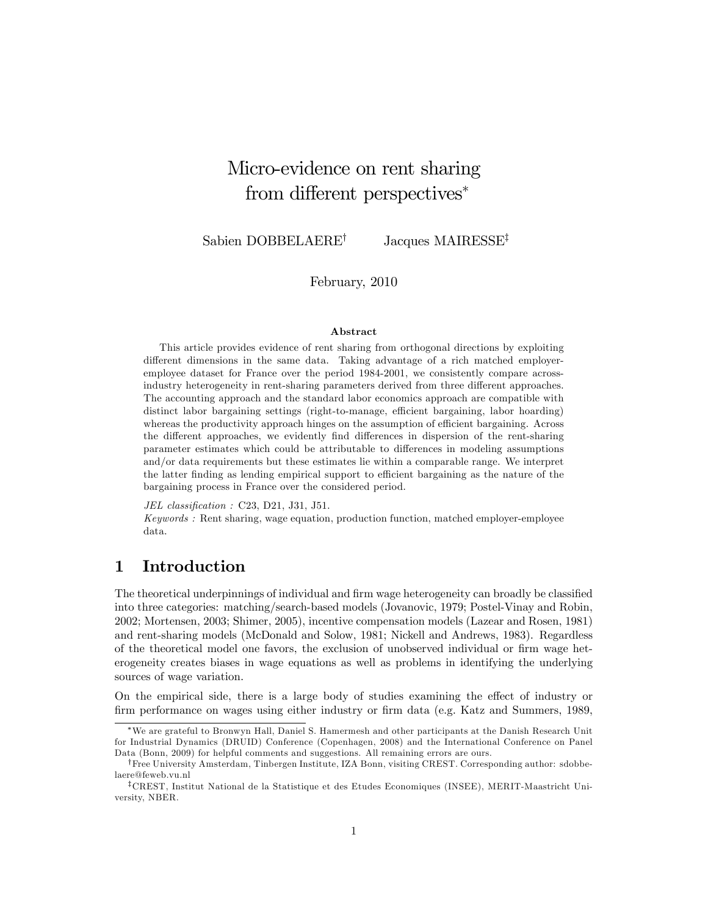# Micro-evidence on rent sharing from different perspectives[*]

Sabien DOBBELAERE[†] Jacques MAIRESSE[‡]

February, 2010

### Abstract

This article provides evidence of rent sharing from orthogonal directions by exploiting different dimensions in the same data. Taking advantage of a rich matched employer-employee dataset for France over the period 1984-2001, we consistently compare across-industry heterogeneity in rent-sharing parameters derived from three different approaches. The accounting approach and the standard labor economics approach are compatible with distinct labor bargaining settings (right-to-manage, efficient bargaining, labor hoarding) whereas the productivity approach hinges on the assumption of efficient bargaining. Across the different approaches, we evidently find differences in dispersion of the rent-sharing parameter estimates which could be attributable to differences in modeling assumptions and/or data requirements but these estimates lie within a comparable range. We interpret the latter finding as lending empirical support to efficient bargaining as the nature of the bargaining process in France over the considered period.

*JEL classification :* C23, D21, J31, J51.
*Keywords :* Rent sharing, wage equation, production function, matched employer-employee data.

## 1 Introduction

The theoretical underpinnings of individual and firm wage heterogeneity can broadly be classified into three categories: matching/search-based models (Jovanovic, 1979; Postel-Vinay and Robin, 2002; Mortensen, 2003; Shimer, 2005), incentive compensation models (Lazear and Rosen, 1981) and rent-sharing models (McDonald and Solow, 1981; Nickell and Andrews, 1983). Regardless of the theoretical model one favors, the exclusion of unobserved individual or firm wage heterogeneity creates biases in wage equations as well as problems in identifying the underlying sources of wage variation.

On the empirical side, there is a large body of studies examining the effect of industry or firm performance on wages using either industry or firm data (e.g. Katz and Summers, 1989,

---

[*]We are grateful to Bronwyn Hall, Daniel S. Hamermesh and other participants at the Danish Research Unit for Industrial Dynamics (DRUID) Conference (Copenhagen, 2008) and the International Conference on Panel Data (Bonn, 2009) for helpful comments and suggestions. All remaining errors are ours.

[†]Free University Amsterdam, Tinbergen Institute, IZA Bonn, visiting CREST. Corresponding author: sdobbelaere@feweb.vu.nl

[‡]CREST, Institut National de la Statistique et des Etudes Economiques (INSEE), MERIT-Maastricht University, NBER.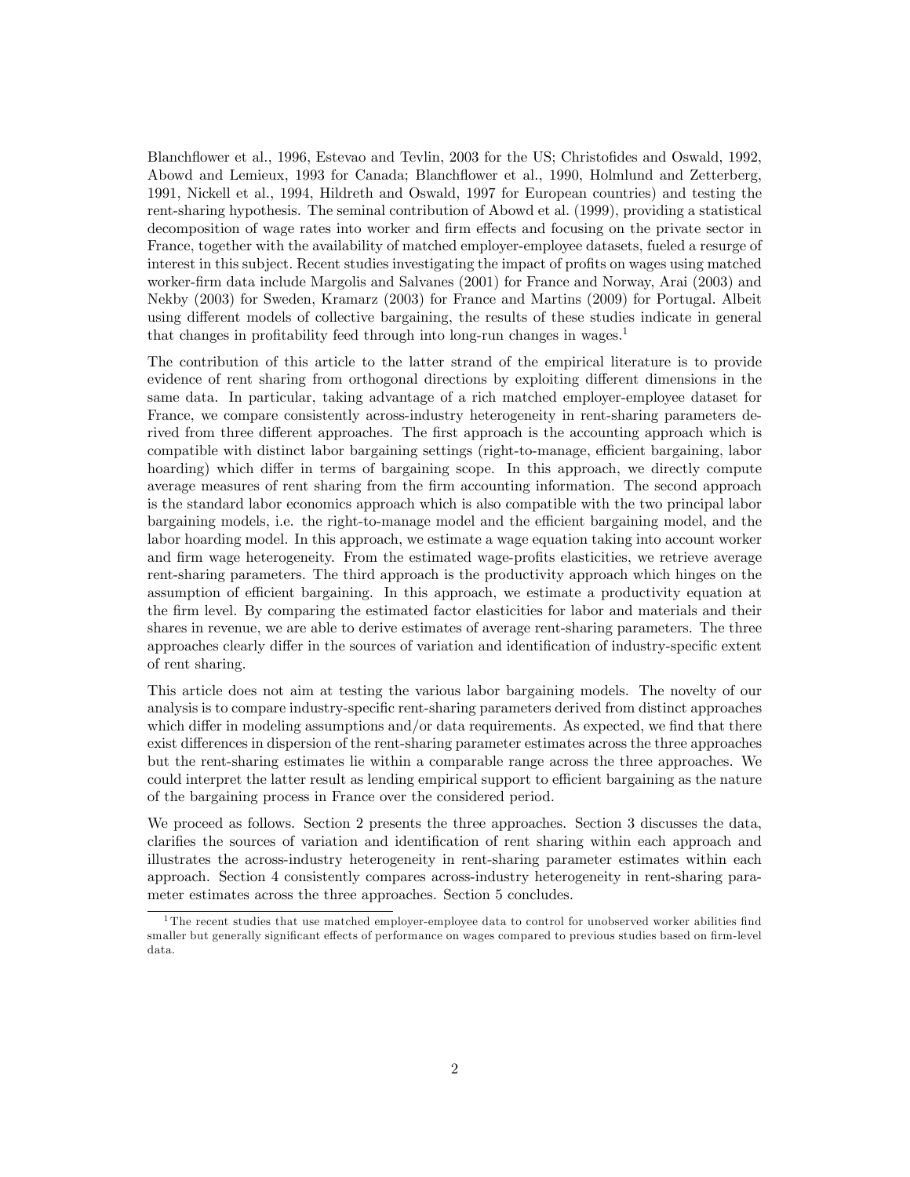Blanchflower et al., 1996, Estevao and Tevlin, 2003 for the US; Christofides and Oswald, 1992, Abowd and Lemieux, 1993 for Canada; Blanchflower et al., 1990, Holmlund and Zetterberg, 1991, Nickell et al., 1994, Hildreth and Oswald, 1997 for European countries) and testing the rent-sharing hypothesis. The seminal contribution of Abowd et al. (1999), providing a statistical decomposition of wage rates into worker and firm effects and focusing on the private sector in France, together with the availability of matched employer-employee datasets, fueled a resurge of interest in this subject. Recent studies investigating the impact of profits on wages using matched worker-firm data include Margolis and Salvanes (2001) for France and Norway, Arai (2003) and Nekby (2003) for Sweden, Kramarz (2003) for France and Martins (2009) for Portugal. Albeit using different models of collective bargaining, the results of these studies indicate in general that changes in profitability feed through into long-run changes in wages.[1]

The contribution of this article to the latter strand of the empirical literature is to provide evidence of rent sharing from orthogonal directions by exploiting different dimensions in the same data. In particular, taking advantage of a rich matched employer-employee dataset for France, we compare consistently across-industry heterogeneity in rent-sharing parameters derived from three different approaches. The first approach is the accounting approach which is compatible with distinct labor bargaining settings (right-to-manage, efficient bargaining, labor hoarding) which differ in terms of bargaining scope. In this approach, we directly compute average measures of rent sharing from the firm accounting information. The second approach is the standard labor economics approach which is also compatible with the two principal labor bargaining models, i.e. the right-to-manage model and the efficient bargaining model, and the labor hoarding model. In this approach, we estimate a wage equation taking into account worker and firm wage heterogeneity. From the estimated wage-profits elasticities, we retrieve average rent-sharing parameters. The third approach is the productivity approach which hinges on the assumption of efficient bargaining. In this approach, we estimate a productivity equation at the firm level. By comparing the estimated factor elasticities for labor and materials and their shares in revenue, we are able to derive estimates of average rent-sharing parameters. The three approaches clearly differ in the sources of variation and identification of industry-specific extent of rent sharing.

This article does not aim at testing the various labor bargaining models. The novelty of our analysis is to compare industry-specific rent-sharing parameters derived from distinct approaches which differ in modeling assumptions and/or data requirements. As expected, we find that there exist differences in dispersion of the rent-sharing parameter estimates across the three approaches but the rent-sharing estimates lie within a comparable range across the three approaches. We could interpret the latter result as lending empirical support to efficient bargaining as the nature of the bargaining process in France over the considered period.

We proceed as follows. Section 2 presents the three approaches. Section 3 discusses the data, clarifies the sources of variation and identification of rent sharing within each approach and illustrates the across-industry heterogeneity in rent-sharing parameter estimates within each approach. Section 4 consistently compares across-industry heterogeneity in rent-sharing parameter estimates across the three approaches. Section 5 concludes.

[1] The recent studies that use matched employer-employee data to control for unobserved worker abilities find smaller but generally significant effects of performance on wages compared to previous studies based on firm-level data.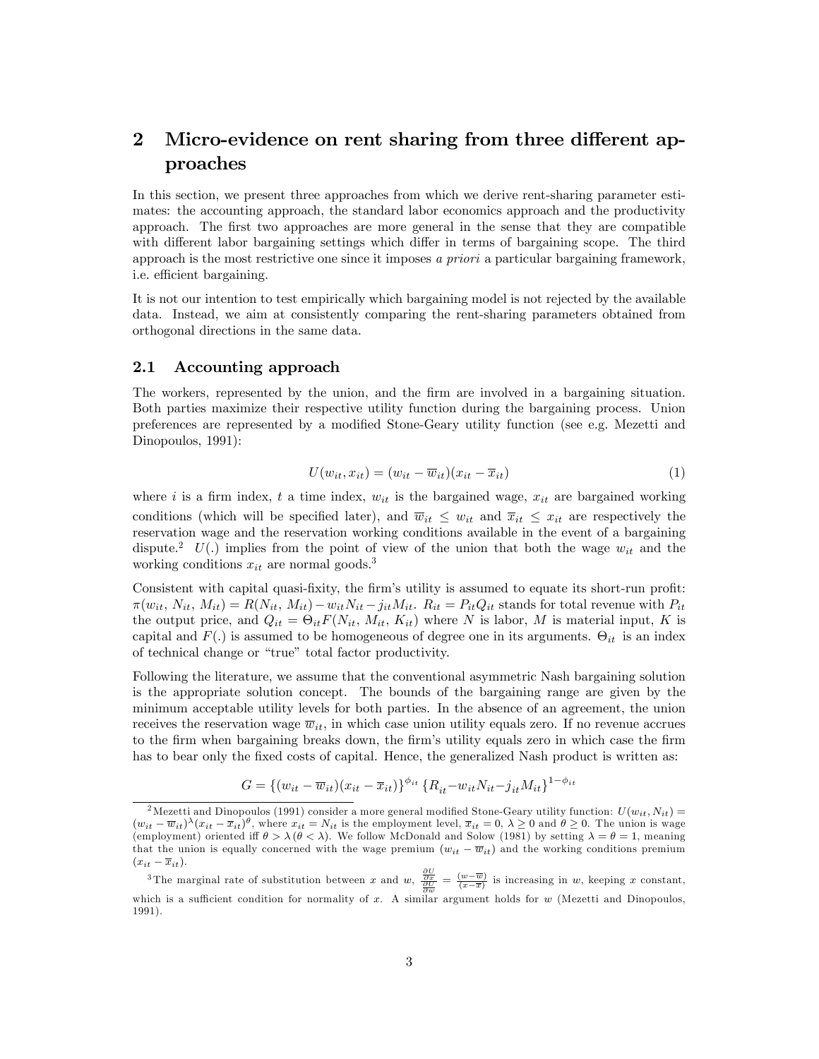## 2 Micro-evidence on rent sharing from three different approaches

In this section, we present three approaches from which we derive rent-sharing parameter estimates: the accounting approach, the standard labor economics approach and the productivity approach. The first two approaches are more general in the sense that they are compatible with different labor bargaining settings which differ in terms of bargaining scope. The third approach is the most restrictive one since it imposes *a priori* a particular bargaining framework, i.e. efficient bargaining.

It is not our intention to test empirically which bargaining model is not rejected by the available data. Instead, we aim at consistently comparing the rent-sharing parameters obtained from orthogonal directions in the same data.

### 2.1 Accounting approach

The workers, represented by the union, and the firm are involved in a bargaining situation. Both parties maximize their respective utility function during the bargaining process. Union preferences are represented by a modified Stone-Geary utility function (see e.g. Mezetti and Dinopoulos, 1991):

$$U(w_{it}, x_{it}) = (w_{it} - \overline{w}_{it})(x_{it} - \overline{x}_{it}) \tag{1}$$

where $i$ is a firm index, $t$ a time index, $w_{it}$ is the bargained wage, $x_{it}$ are bargained working conditions (which will be specified later), and $\overline{w}_{it} \leq w_{it}$ and $\overline{x}_{it} \leq x_{it}$ are respectively the reservation wage and the reservation working conditions available in the event of a bargaining dispute.[2] $U(.)$ implies from the point of view of the union that both the wage $w_{it}$ and the working conditions $x_{it}$ are normal goods.[3]

Consistent with capital quasi-fixity, the firm's utility is assumed to equate its short-run profit: $\pi(w_{it}, N_{it}, M_{it}) = R(N_{it}, M_{it}) - w_{it}N_{it} - j_{it}M_{it}$. $R_{it} = P_{it}Q_{it}$ stands for total revenue with $P_{it}$ the output price, and $Q_{it} = \Theta_{it}F(N_{it}, M_{it}, K_{it})$ where $N$ is labor, $M$ is material input, $K$ is capital and $F(.)$ is assumed to be homogeneous of degree one in its arguments. $\Theta_{it}$ is an index of technical change or "true" total factor productivity.

Following the literature, we assume that the conventional asymmetric Nash bargaining solution is the appropriate solution concept. The bounds of the bargaining range are given by the minimum acceptable utility levels for both parties. In the absence of an agreement, the union receives the reservation wage $\overline{w}_{it}$, in which case union utility equals zero. If no revenue accrues to the firm when bargaining breaks down, the firm's utility equals zero in which case the firm has to bear only the fixed costs of capital. Hence, the generalized Nash product is written as:

$$G = \{(w_{it} - \overline{w}_{it})(x_{it} - \overline{x}_{it})\}^{\phi_{it}} \{R_{it} - w_{it}N_{it} - j_{it}M_{it}\}^{1-\phi_{it}}$$

[2] Mezetti and Dinopoulos (1991) consider a more general modified Stone-Geary utility function: $U(w_{it}, N_{it}) = (w_{it} - \overline{w}_{it})^{\lambda}(x_{it} - \overline{x}_{it})^{\theta}$, where $x_{it} = N_{it}$ is the employment level, $\overline{x}_{it} = 0$, $\lambda \geq 0$ and $\theta \geq 0$. The union is wage (employment) oriented iff $\theta > \lambda\,(\theta < \lambda)$. We follow McDonald and Solow (1981) by setting $\lambda = \theta = 1$, meaning that the union is equally concerned with the wage premium $(w_{it} - \overline{w}_{it})$ and the working conditions premium $(x_{it} - \overline{x}_{it})$.

[3] The marginal rate of substitution between $x$ and $w$, $\frac{\frac{\partial U}{\partial x}}{\frac{\partial U}{\partial w}} = \frac{(w - \overline{w})}{(x - \overline{x})}$ is increasing in $w$, keeping $x$ constant, which is a sufficient condition for normality of $x$. A similar argument holds for $w$ (Mezetti and Dinopoulos, 1991).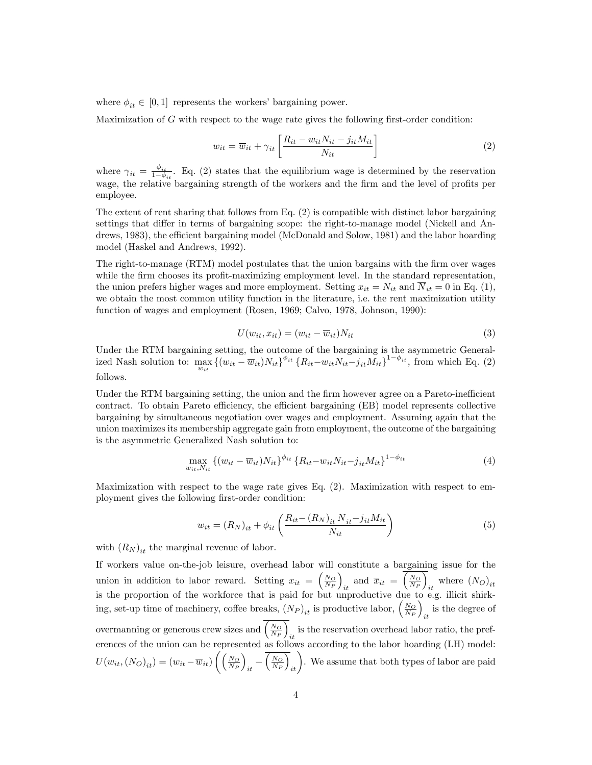where $\phi_{it} \in [0,1]$ represents the workers' bargaining power.

Maximization of $G$ with respect to the wage rate gives the following first-order condition:

$$w_{it} = \overline{w}_{it} + \gamma_{it}\left[\frac{R_{it} - w_{it}N_{it} - j_{it}M_{it}}{N_{it}}\right] \tag{2}$$

where $\gamma_{it} = \frac{\phi_{it}}{1-\phi_{it}}$. Eq. (2) states that the equilibrium wage is determined by the reservation wage, the relative bargaining strength of the workers and the firm and the level of profits per employee.

The extent of rent sharing that follows from Eq. (2) is compatible with distinct labor bargaining settings that differ in terms of bargaining scope: the right-to-manage model (Nickell and Andrews, 1983), the efficient bargaining model (McDonald and Solow, 1981) and the labor hoarding model (Haskel and Andrews, 1992).

The right-to-manage (RTM) model postulates that the union bargains with the firm over wages while the firm chooses its profit-maximizing employment level. In the standard representation, the union prefers higher wages and more employment. Setting $x_{it} = N_{it}$ and $\overline{N}_{it} = 0$ in Eq. (1), we obtain the most common utility function in the literature, i.e. the rent maximization utility function of wages and employment (Rosen, 1969; Calvo, 1978, Johnson, 1990):

$$U(w_{it}, x_{it}) = (w_{it} - \overline{w}_{it})N_{it} \tag{3}$$

Under the RTM bargaining setting, the outcome of the bargaining is the asymmetric Generalized Nash solution to: $\max\limits_{w_{it}} \{(w_{it} - \overline{w}_{it})N_{it}\}^{\phi_{it}} \{R_{it} - w_{it}N_{it} - j_{it}M_{it}\}^{1-\phi_{it}}$, from which Eq. (2) follows.

Under the RTM bargaining setting, the union and the firm however agree on a Pareto-inefficient contract. To obtain Pareto efficiency, the efficient bargaining (EB) model represents collective bargaining by simultaneous negotiation over wages and employment. Assuming again that the union maximizes its membership aggregate gain from employment, the outcome of the bargaining is the asymmetric Generalized Nash solution to:

$$\max_{w_{it}, N_{it}} \{(w_{it} - \overline{w}_{it})N_{it}\}^{\phi_{it}} \{R_{it} - w_{it}N_{it} - j_{it}M_{it}\}^{1-\phi_{it}} \tag{4}$$

Maximization with respect to the wage rate gives Eq. (2). Maximization with respect to employment gives the following first-order condition:

$$w_{it} = (R_N)_{it} + \phi_{it}\left(\frac{R_{it} - (R_N)_{it}N_{it} - j_{it}M_{it}}{N_{it}}\right) \tag{5}$$

with $(R_N)_{it}$ the marginal revenue of labor.

If workers value on-the-job leisure, overhead labor will constitute a bargaining issue for the union in addition to labor reward. Setting $x_{it} = \left(\frac{N_O}{N_P}\right)_{it}$ and $\overline{x}_{it} = \overline{\left(\frac{N_O}{N_P}\right)}_{it}$ where $(N_O)_{it}$ is the proportion of the workforce that is paid for but unproductive due to e.g. illicit shirking, set-up time of machinery, coffee breaks, $(N_P)_{it}$ is productive labor, $\left(\frac{N_O}{N_P}\right)_{it}$ is the degree of overmanning or generous crew sizes and $\overline{\left(\frac{N_O}{N_P}\right)}_{it}$ is the reservation overhead labor ratio, the preferences of the union can be represented as follows according to the labor hoarding (LH) model: $U(w_{it}, (N_O)_{it}) = (w_{it} - \overline{w}_{it})\left(\left(\frac{N_O}{N_P}\right)_{it} - \overline{\left(\frac{N_O}{N_P}\right)}_{it}\right)$. We assume that both types of labor are paid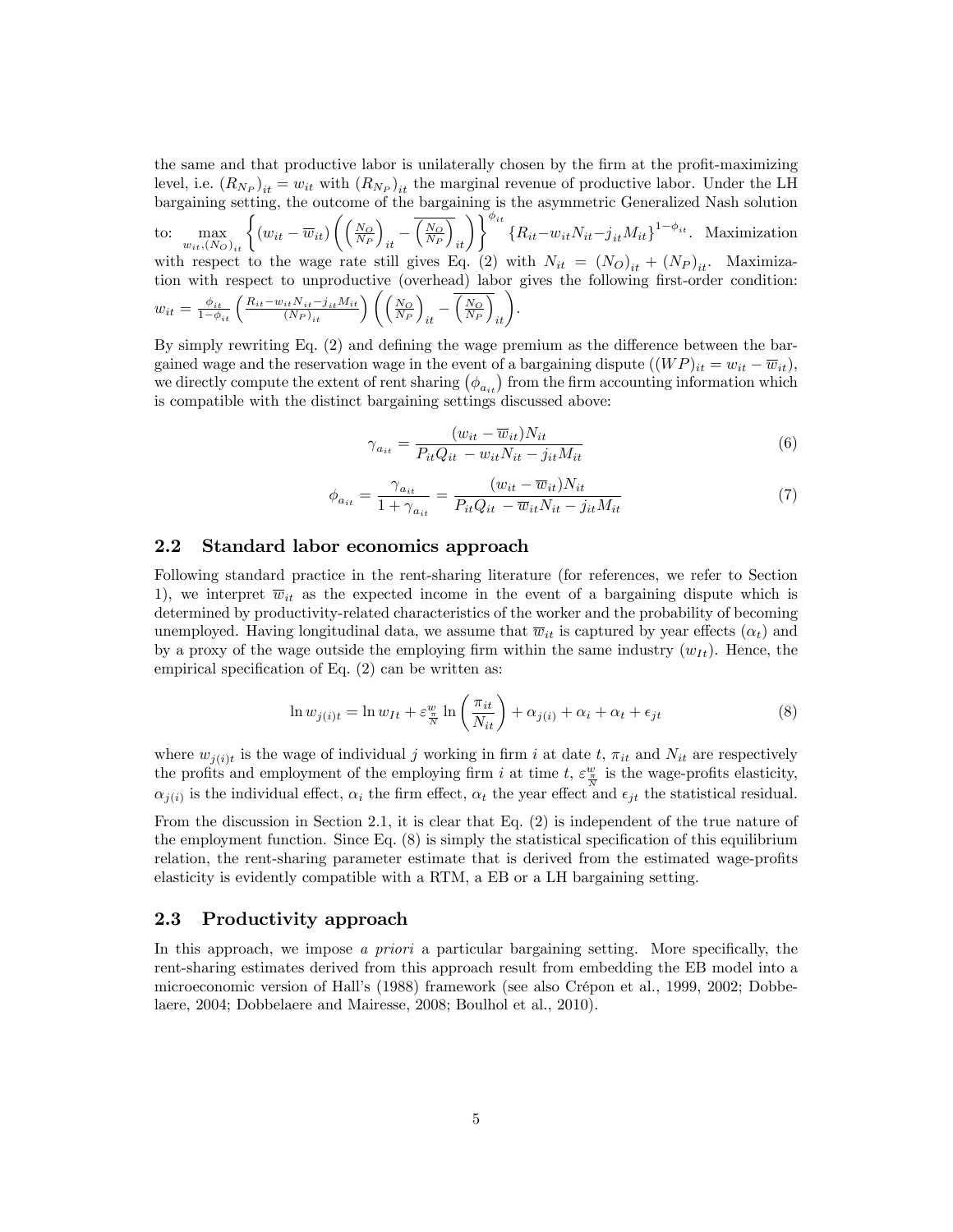the same and that productive labor is unilaterally chosen by the firm at the profit-maximizing level, i.e. $(R_{N_P})_{it} = w_{it}$ with $(R_{N_P})_{it}$ the marginal revenue of productive labor. Under the LH bargaining setting, the outcome of the bargaining is the asymmetric Generalized Nash solution to: $\max_{w_{it},(N_O)_{it}} \left\{ (w_{it} - \overline{w}_{it}) \left( \left(\frac{N_O}{N_P}\right)_{it} - \overline{\left(\frac{N_O}{N_P}\right)}_{it} \right) \right\}^{\phi_{it}} \{R_{it} - w_{it}N_{it} - j_{it}M_{it}\}^{1-\phi_{it}}$. Maximization with respect to the wage rate still gives Eq. (2) with $N_{it} = (N_O)_{it} + (N_P)_{it}$. Maximization with respect to unproductive (overhead) labor gives the following first-order condition: $w_{it} = \frac{\phi_{it}}{1-\phi_{it}} \left( \frac{R_{it} - w_{it}N_{it} - j_{it}M_{it}}{(N_P)_{it}} \right) \left( \left(\frac{N_O}{N_P}\right)_{it} - \overline{\left(\frac{N_O}{N_P}\right)}_{it} \right)$.

By simply rewriting Eq. (2) and defining the wage premium as the difference between the bargained wage and the reservation wage in the event of a bargaining dispute ($(WP)_{it} = w_{it} - \overline{w}_{it}$), we directly compute the extent of rent sharing $\left(\phi_{a_{it}}\right)$ from the firm accounting information which is compatible with the distinct bargaining settings discussed above:

$$\gamma_{a_{it}} = \frac{(w_{it} - \overline{w}_{it})N_{it}}{P_{it}Q_{it} - w_{it}N_{it} - j_{it}M_{it}} \tag{6}$$

$$\phi_{a_{it}} = \frac{\gamma_{a_{it}}}{1 + \gamma_{a_{it}}} = \frac{(w_{it} - \overline{w}_{it})N_{it}}{P_{it}Q_{it} - \overline{w}_{it}N_{it} - j_{it}M_{it}} \tag{7}$$

## 2.2 Standard labor economics approach

Following standard practice in the rent-sharing literature (for references, we refer to Section 1), we interpret $\overline{w}_{it}$ as the expected income in the event of a bargaining dispute which is determined by productivity-related characteristics of the worker and the probability of becoming unemployed. Having longitudinal data, we assume that $\overline{w}_{it}$ is captured by year effects ($\alpha_t$) and by a proxy of the wage outside the employing firm within the same industry ($w_{It}$). Hence, the empirical specification of Eq. (2) can be written as:

$$\ln w_{j(i)t} = \ln w_{It} + \varepsilon_{\frac{\pi}{N}}^{w} \ln \left( \frac{\pi_{it}}{N_{it}} \right) + \alpha_{j(i)} + \alpha_i + \alpha_t + \epsilon_{jt} \tag{8}$$

where $w_{j(i)t}$ is the wage of individual $j$ working in firm $i$ at date $t$, $\pi_{it}$ and $N_{it}$ are respectively the profits and employment of the employing firm $i$ at time $t$, $\varepsilon_{\frac{\pi}{N}}^{w}$ is the wage-profits elasticity, $\alpha_{j(i)}$ is the individual effect, $\alpha_i$ the firm effect, $\alpha_t$ the year effect and $\epsilon_{jt}$ the statistical residual.

From the discussion in Section 2.1, it is clear that Eq. (2) is independent of the true nature of the employment function. Since Eq. (8) is simply the statistical specification of this equilibrium relation, the rent-sharing parameter estimate that is derived from the estimated wage-profits elasticity is evidently compatible with a RTM, a EB or a LH bargaining setting.

## 2.3 Productivity approach

In this approach, we impose *a priori* a particular bargaining setting. More specifically, the rent-sharing estimates derived from this approach result from embedding the EB model into a microeconomic version of Hall's (1988) framework (see also Crépon et al., 1999, 2002; Dobbelaere, 2004; Dobbelaere and Mairesse, 2008; Boulhol et al., 2010).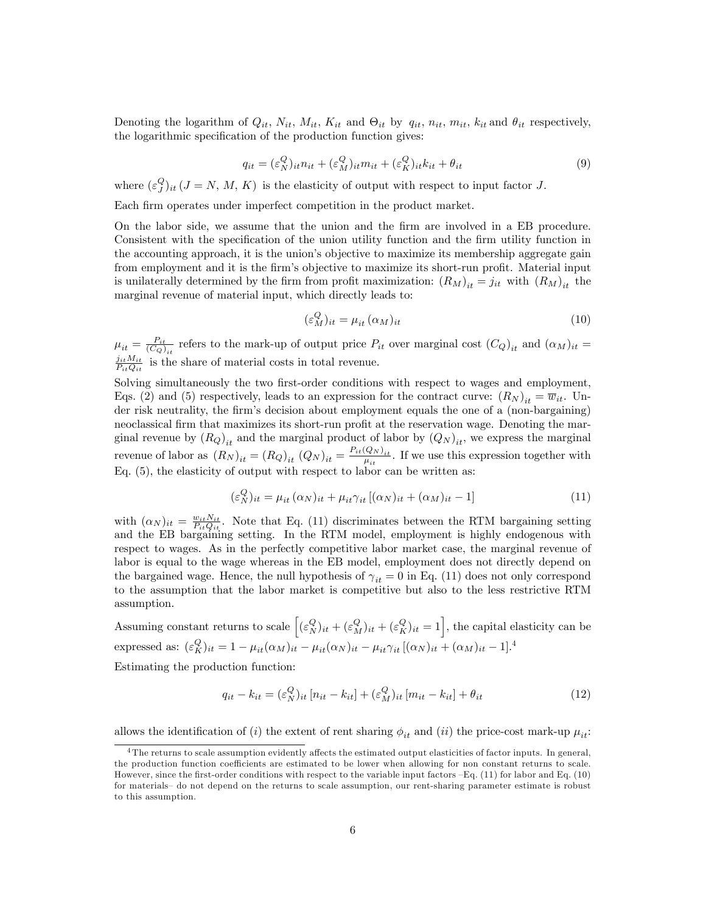Denoting the logarithm of $Q_{it}$, $N_{it}$, $M_{it}$, $K_{it}$ and $\Theta_{it}$ by $q_{it}$, $n_{it}$, $m_{it}$, $k_{it}$ and $\theta_{it}$ respectively, the logarithmic specification of the production function gives:

$$q_{it} = (\varepsilon_N^Q)_{it} n_{it} + (\varepsilon_M^Q)_{it} m_{it} + (\varepsilon_K^Q)_{it} k_{it} + \theta_{it} \tag{9}$$

where $(\varepsilon_J^Q)_{it}$ $(J = N, M, K)$ is the elasticity of output with respect to input factor $J$.

Each firm operates under imperfect competition in the product market.

On the labor side, we assume that the union and the firm are involved in a EB procedure. Consistent with the specification of the union utility function and the firm utility function in the accounting approach, it is the union's objective to maximize its membership aggregate gain from employment and it is the firm's objective to maximize its short-run profit. Material input is unilaterally determined by the firm from profit maximization: $(R_M)_{it} = j_{it}$ with $(R_M)_{it}$ the marginal revenue of material input, which directly leads to:

$$(\varepsilon_M^Q)_{it} = \mu_{it} \, (\alpha_M)_{it} \tag{10}$$

$\mu_{it} = \frac{P_{it}}{(C_Q)_{it}}$ refers to the mark-up of output price $P_{it}$ over marginal cost $(C_Q)_{it}$ and $(\alpha_M)_{it} = \frac{j_{it} M_{it}}{P_{it} Q_{it}}$ is the share of material costs in total revenue.

Solving simultaneously the two first-order conditions with respect to wages and employment, Eqs. (2) and (5) respectively, leads to an expression for the contract curve: $(R_N)_{it} = \overline{w}_{it}$. Under risk neutrality, the firm's decision about employment equals the one of a (non-bargaining) neoclassical firm that maximizes its short-run profit at the reservation wage. Denoting the marginal revenue by $(R_Q)_{it}$ and the marginal product of labor by $(Q_N)_{it}$, we express the marginal revenue of labor as $(R_N)_{it} = (R_Q)_{it} \, (Q_N)_{it} = \frac{P_{it}(Q_N)_{it}}{\mu_{it}}$. If we use this expression together with Eq. (5), the elasticity of output with respect to labor can be written as:

$$(\varepsilon_N^Q)_{it} = \mu_{it} \, (\alpha_N)_{it} + \mu_{it} \gamma_{it} \left[ (\alpha_N)_{it} + (\alpha_M)_{it} - 1 \right] \tag{11}$$

with $(\alpha_N)_{it} = \frac{w_{it} N_{it}}{P_{it} Q_{it}}$. Note that Eq. (11) discriminates between the RTM bargaining setting and the EB bargaining setting. In the RTM model, employment is highly endogenous with respect to wages. As in the perfectly competitive labor market case, the marginal revenue of labor is equal to the wage whereas in the EB model, employment does not directly depend on the bargained wage. Hence, the null hypothesis of $\gamma_{it} = 0$ in Eq. (11) does not only correspond to the assumption that the labor market is competitive but also to the less restrictive RTM assumption.

Assuming constant returns to scale $\left[ (\varepsilon_N^Q)_{it} + (\varepsilon_M^Q)_{it} + (\varepsilon_K^Q)_{it} = 1 \right]$, the capital elasticity can be expressed as: $(\varepsilon_K^Q)_{it} = 1 - \mu_{it}(\alpha_M)_{it} - \mu_{it}(\alpha_N)_{it} - \mu_{it}\gamma_{it} \left[ (\alpha_N)_{it} + (\alpha_M)_{it} - 1 \right]$.[4]

Estimating the production function:

$$q_{it} - k_{it} = (\varepsilon_N^Q)_{it} \left[ n_{it} - k_{it} \right] + (\varepsilon_M^Q)_{it} \left[ m_{it} - k_{it} \right] + \theta_{it} \tag{12}$$

allows the identification of (*i*) the extent of rent sharing $\phi_{it}$ and (*ii*) the price-cost mark-up $\mu_{it}$:

[4] The returns to scale assumption evidently affects the estimated output elasticities of factor inputs. In general, the production function coefficients are estimated to be lower when allowing for non constant returns to scale. However, since the first-order conditions with respect to the variable input factors –Eq. (11) for labor and Eq. (10) for materials– do not depend on the returns to scale assumption, our rent-sharing parameter estimate is robust to this assumption.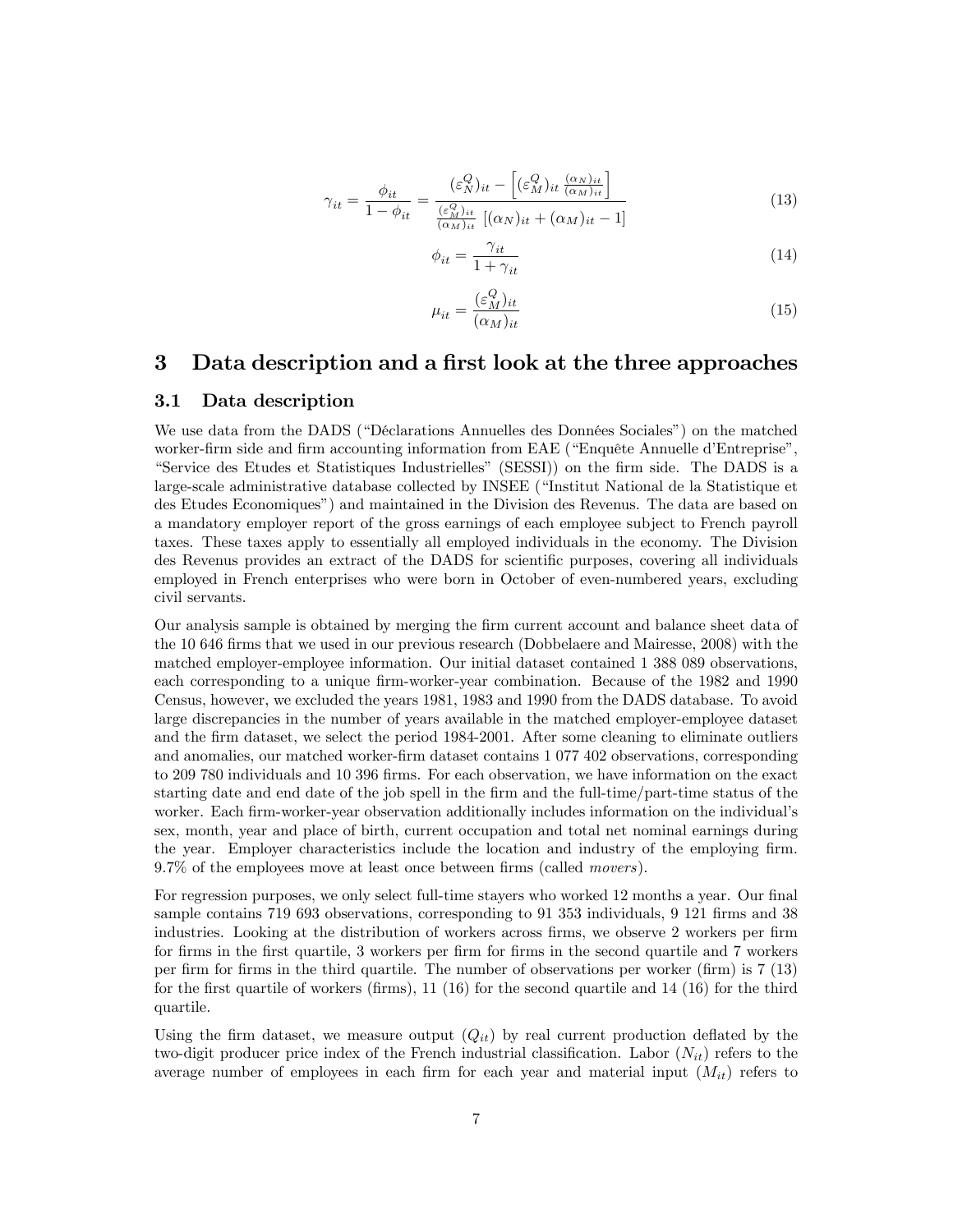$$\gamma_{it} = \frac{\phi_{it}}{1-\phi_{it}} = \frac{(\varepsilon_N^Q)_{it} - \left[(\varepsilon_M^Q)_{it} \frac{(\alpha_N)_{it}}{(\alpha_M)_{it}}\right]}{\frac{(\varepsilon_M^Q)_{it}}{(\alpha_M)_{it}} \left[(\alpha_N)_{it} + (\alpha_M)_{it} - 1\right]} \tag{13}$$

$$\phi_{it} = \frac{\gamma_{it}}{1+\gamma_{it}} \tag{14}$$

$$\mu_{it} = \frac{(\varepsilon_M^Q)_{it}}{(\alpha_M)_{it}} \tag{15}$$

# 3 Data description and a first look at the three approaches

## 3.1 Data description

We use data from the DADS ("Déclarations Annuelles des Données Sociales") on the matched worker-firm side and firm accounting information from EAE ("Enquête Annuelle d'Entreprise", "Service des Etudes et Statistiques Industrielles" (SESSI)) on the firm side. The DADS is a large-scale administrative database collected by INSEE ("Institut National de la Statistique et des Etudes Economiques") and maintained in the Division des Revenus. The data are based on a mandatory employer report of the gross earnings of each employee subject to French payroll taxes. These taxes apply to essentially all employed individuals in the economy. The Division des Revenus provides an extract of the DADS for scientific purposes, covering all individuals employed in French enterprises who were born in October of even-numbered years, excluding civil servants.

Our analysis sample is obtained by merging the firm current account and balance sheet data of the 10 646 firms that we used in our previous research (Dobbelaere and Mairesse, 2008) with the matched employer-employee information. Our initial dataset contained 1 388 089 observations, each corresponding to a unique firm-worker-year combination. Because of the 1982 and 1990 Census, however, we excluded the years 1981, 1983 and 1990 from the DADS database. To avoid large discrepancies in the number of years available in the matched employer-employee dataset and the firm dataset, we select the period 1984-2001. After some cleaning to eliminate outliers and anomalies, our matched worker-firm dataset contains 1 077 402 observations, corresponding to 209 780 individuals and 10 396 firms. For each observation, we have information on the exact starting date and end date of the job spell in the firm and the full-time/part-time status of the worker. Each firm-worker-year observation additionally includes information on the individual's sex, month, year and place of birth, current occupation and total net nominal earnings during the year. Employer characteristics include the location and industry of the employing firm. 9.7% of the employees move at least once between firms (called *movers*).

For regression purposes, we only select full-time stayers who worked 12 months a year. Our final sample contains 719 693 observations, corresponding to 91 353 individuals, 9 121 firms and 38 industries. Looking at the distribution of workers across firms, we observe 2 workers per firm for firms in the first quartile, 3 workers per firm for firms in the second quartile and 7 workers per firm for firms in the third quartile. The number of observations per worker (firm) is 7 (13) for the first quartile of workers (firms), 11 (16) for the second quartile and 14 (16) for the third quartile.

Using the firm dataset, we measure output ($Q_{it}$) by real current production deflated by the two-digit producer price index of the French industrial classification. Labor ($N_{it}$) refers to the average number of employees in each firm for each year and material input ($M_{it}$) refers to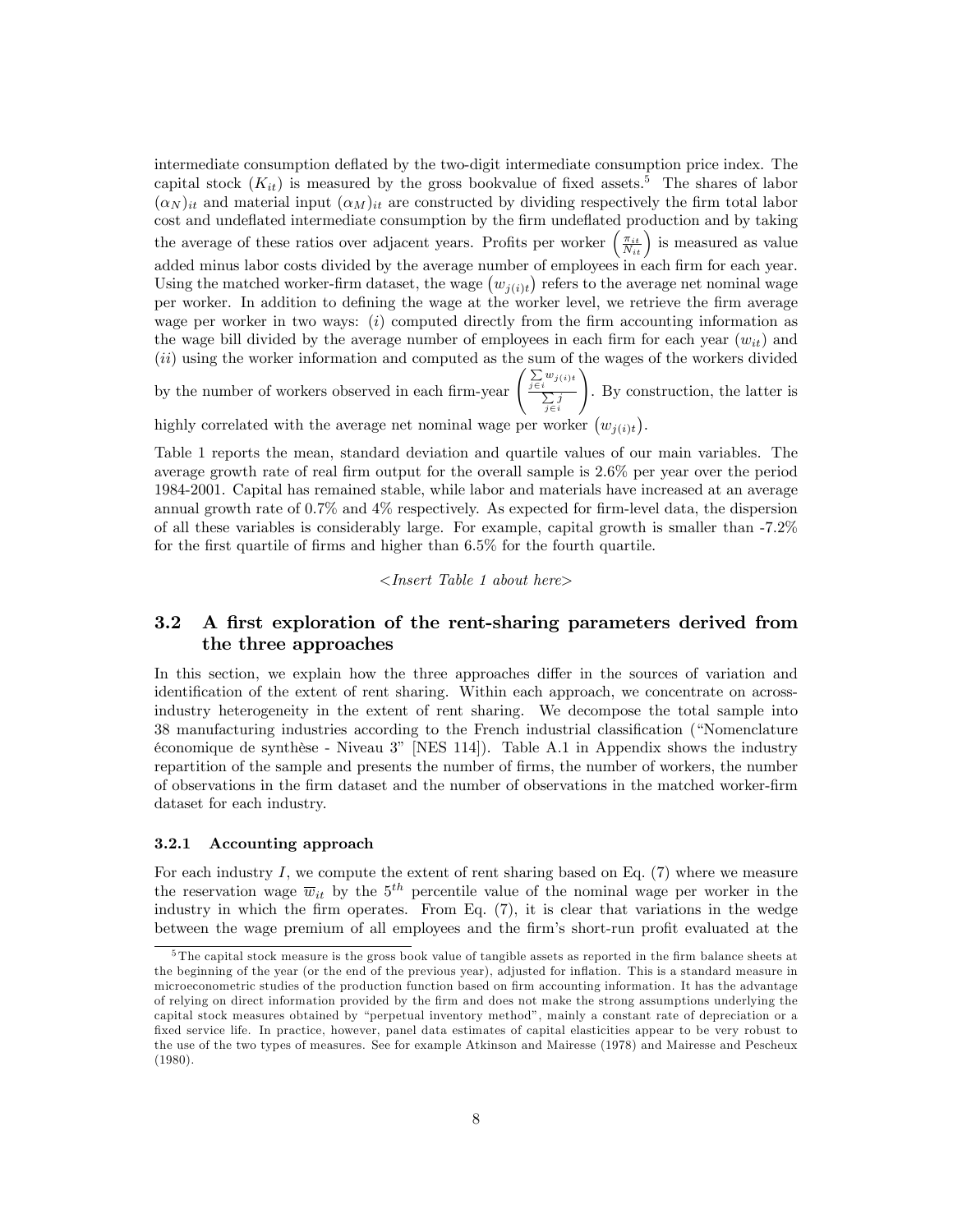intermediate consumption deflated by the two-digit intermediate consumption price index. The capital stock ($K_{it}$) is measured by the gross bookvalue of fixed assets.[5] The shares of labor $(\alpha_N)_{it}$ and material input $(\alpha_M)_{it}$ are constructed by dividing respectively the firm total labor cost and undeflated intermediate consumption by the firm undeflated production and by taking the average of these ratios over adjacent years. Profits per worker $\left(\frac{\pi_{it}}{N_{it}}\right)$ is measured as value added minus labor costs divided by the average number of employees in each firm for each year. Using the matched worker-firm dataset, the wage $\left(w_{j(i)t}\right)$ refers to the average net nominal wage per worker. In addition to defining the wage at the worker level, we retrieve the firm average wage per worker in two ways: (*i*) computed directly from the firm accounting information as the wage bill divided by the average number of employees in each firm for each year ($w_{it}$) and (*ii*) using the worker information and computed as the sum of the wages of the workers divided by the number of workers observed in each firm-year $\left(\frac{\sum_{j\in i} w_{j(i)t}}{\sum_{j\in i} j}\right)$. By construction, the latter is highly correlated with the average net nominal wage per worker $\left(w_{j(i)t}\right)$.

Table 1 reports the mean, standard deviation and quartile values of our main variables. The average growth rate of real firm output for the overall sample is 2.6% per year over the period 1984-2001. Capital has remained stable, while labor and materials have increased at an average annual growth rate of 0.7% and 4% respectively. As expected for firm-level data, the dispersion of all these variables is considerably large. For example, capital growth is smaller than -7.2% for the first quartile of firms and higher than 6.5% for the fourth quartile.

*<Insert Table 1 about here>*

## 3.2 A first exploration of the rent-sharing parameters derived from the three approaches

In this section, we explain how the three approaches differ in the sources of variation and identification of the extent of rent sharing. Within each approach, we concentrate on across-industry heterogeneity in the extent of rent sharing. We decompose the total sample into 38 manufacturing industries according to the French industrial classification ("Nomenclature économique de synthèse - Niveau 3" [NES 114]). Table A.1 in Appendix shows the industry repartition of the sample and presents the number of firms, the number of workers, the number of observations in the firm dataset and the number of observations in the matched worker-firm dataset for each industry.

### 3.2.1 Accounting approach

For each industry $I$, we compute the extent of rent sharing based on Eq. (7) where we measure the reservation wage $\overline{w}_{it}$ by the $5^{th}$ percentile value of the nominal wage per worker in the industry in which the firm operates. From Eq. (7), it is clear that variations in the wedge between the wage premium of all employees and the firm's short-run profit evaluated at the

[5] The capital stock measure is the gross book value of tangible assets as reported in the firm balance sheets at the beginning of the year (or the end of the previous year), adjusted for inflation. This is a standard measure in microeconometric studies of the production function based on firm accounting information. It has the advantage of relying on direct information provided by the firm and does not make the strong assumptions underlying the capital stock measures obtained by "perpetual inventory method", mainly a constant rate of depreciation or a fixed service life. In practice, however, panel data estimates of capital elasticities appear to be very robust to the use of the two types of measures. See for example Atkinson and Mairesse (1978) and Mairesse and Pescheux (1980).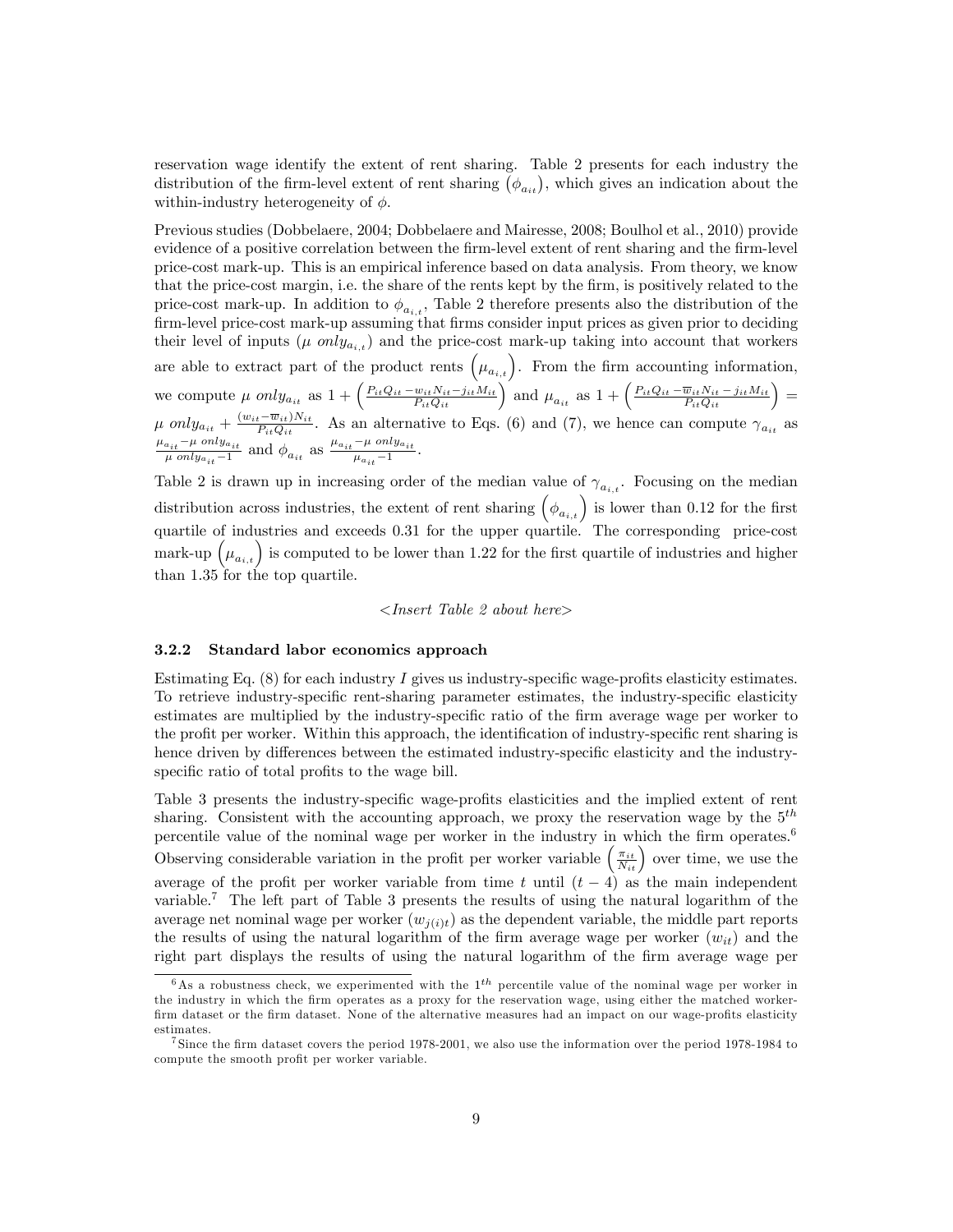reservation wage identify the extent of rent sharing. Table 2 presents for each industry the distribution of the firm-level extent of rent sharing $\left(\phi_{a_{it}}\right)$, which gives an indication about the within-industry heterogeneity of $\phi$.

Previous studies (Dobbelaere, 2004; Dobbelaere and Mairesse, 2008; Boulhol et al., 2010) provide evidence of a positive correlation between the firm-level extent of rent sharing and the firm-level price-cost mark-up. This is an empirical inference based on data analysis. From theory, we know that the price-cost margin, i.e. the share of the rents kept by the firm, is positively related to the price-cost mark-up. In addition to $\phi_{a_{i,t}}$, Table 2 therefore presents also the distribution of the firm-level price-cost mark-up assuming that firms consider input prices as given prior to deciding their level of inputs ($\mu\ only_{a_{i,t}}$) and the price-cost mark-up taking into account that workers are able to extract part of the product rents $\left(\mu_{a_{i,t}}\right)$. From the firm accounting information, we compute $\mu\ only_{a_{it}}$ as $1+\left(\frac{P_{it}Q_{it}-w_{it}N_{it}-j_{it}M_{it}}{P_{it}Q_{it}}\right)$ and $\mu_{a_{it}}$ as $1+\left(\frac{P_{it}Q_{it}-\overline{w}_{it}N_{it}-j_{it}M_{it}}{P_{it}Q_{it}}\right)=\mu\ only_{a_{it}}+\frac{(w_{it}-\overline{w}_{it})N_{it}}{P_{it}Q_{it}}$. As an alternative to Eqs. (6) and (7), we hence can compute $\gamma_{a_{it}}$ as $\frac{\mu_{a_{it}}-\mu\ only_{a_{it}}}{\mu\ only_{a_{it}}-1}$ and $\phi_{a_{it}}$ as $\frac{\mu_{a_{it}}-\mu\ only_{a_{it}}}{\mu_{a_{it}}-1}$.

Table 2 is drawn up in increasing order of the median value of $\gamma_{a_{i,t}}$. Focusing on the median distribution across industries, the extent of rent sharing $\left(\phi_{a_{i,t}}\right)$ is lower than 0.12 for the first quartile of industries and exceeds 0.31 for the upper quartile. The corresponding price-cost mark-up $\left(\mu_{a_{i,t}}\right)$ is computed to be lower than 1.22 for the first quartile of industries and higher than 1.35 for the top quartile.

*<Insert Table 2 about here>*

### 3.2.2 Standard labor economics approach

Estimating Eq. (8) for each industry $I$ gives us industry-specific wage-profits elasticity estimates. To retrieve industry-specific rent-sharing parameter estimates, the industry-specific elasticity estimates are multiplied by the industry-specific ratio of the firm average wage per worker to the profit per worker. Within this approach, the identification of industry-specific rent sharing is hence driven by differences between the estimated industry-specific elasticity and the industry-specific ratio of total profits to the wage bill.

Table 3 presents the industry-specific wage-profits elasticities and the implied extent of rent sharing. Consistent with the accounting approach, we proxy the reservation wage by the $5^{th}$ percentile value of the nominal wage per worker in the industry in which the firm operates.[6] Observing considerable variation in the profit per worker variable $\left(\frac{\pi_{it}}{N_{it}}\right)$ over time, we use the average of the profit per worker variable from time $t$ until $(t-4)$ as the main independent variable.[7] The left part of Table 3 presents the results of using the natural logarithm of the average net nominal wage per worker ($w_{j(i)t}$) as the dependent variable, the middle part reports the results of using the natural logarithm of the firm average wage per worker ($w_{it}$) and the right part displays the results of using the natural logarithm of the firm average wage per

[6] As a robustness check, we experimented with the $1^{th}$ percentile value of the nominal wage per worker in the industry in which the firm operates as a proxy for the reservation wage, using either the matched worker-firm dataset or the firm dataset. None of the alternative measures had an impact on our wage-profits elasticity estimates.

[7] Since the firm dataset covers the period 1978-2001, we also use the information over the period 1978-1984 to compute the smooth profit per worker variable.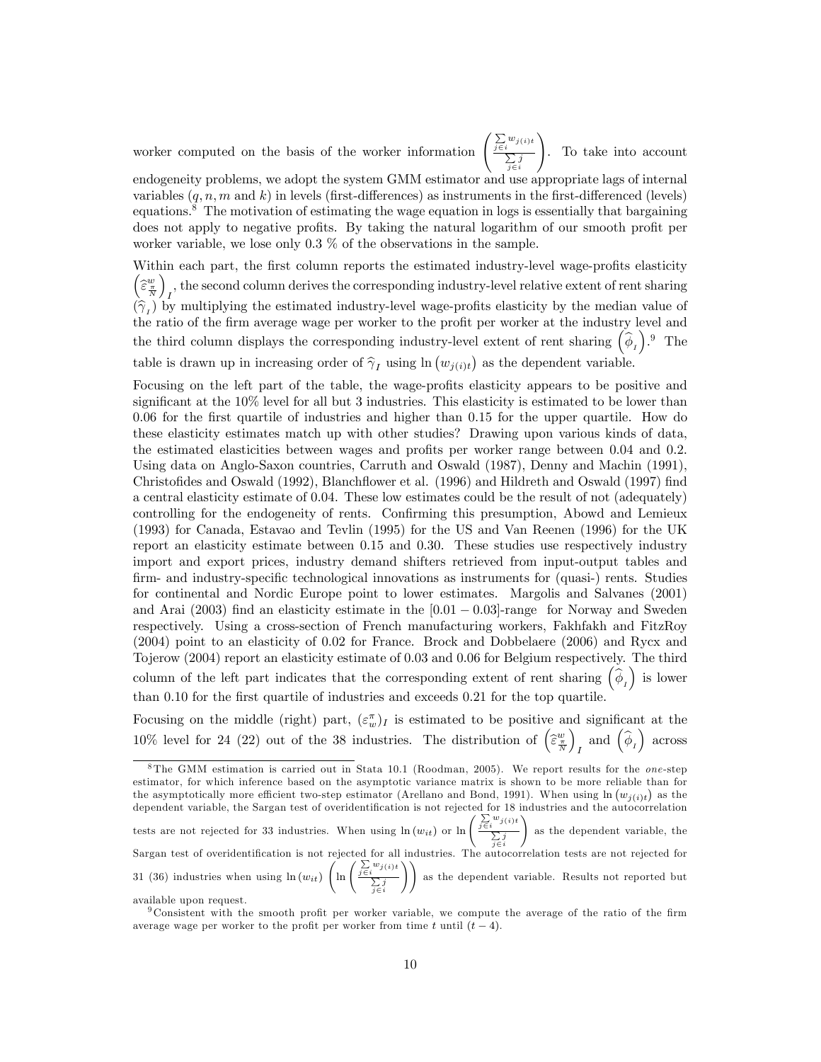worker computed on the basis of the worker information $\left(\frac{\sum_{j \in i} w_{j(i)t}}{\sum_{j \in i} j}\right)$. To take into account endogeneity problems, we adopt the system GMM estimator and use appropriate lags of internal variables ($q, n, m$ and $k$) in levels (first-differences) as instruments in the first-differenced (levels) equations.[8] The motivation of estimating the wage equation in logs is essentially that bargaining does not apply to negative profits. By taking the natural logarithm of our smooth profit per worker variable, we lose only 0.3 % of the observations in the sample.

Within each part, the first column reports the estimated industry-level wage-profits elasticity $\left(\widehat{\varepsilon}^{w}_{\frac{\pi}{N}}\right)_I$, the second column derives the corresponding industry-level relative extent of rent sharing $(\widehat{\gamma}_I)$ by multiplying the estimated industry-level wage-profits elasticity by the median value of the ratio of the firm average wage per worker to the profit per worker at the industry level and the third column displays the corresponding industry-level extent of rent sharing $\left(\widehat{\phi}_I\right)$.[9] The table is drawn up in increasing order of $\widehat{\gamma}_I$ using $\ln\left(w_{j(i)t}\right)$ as the dependent variable.

Focusing on the left part of the table, the wage-profits elasticity appears to be positive and significant at the 10% level for all but 3 industries. This elasticity is estimated to be lower than 0.06 for the first quartile of industries and higher than 0.15 for the upper quartile. How do these elasticity estimates match up with other studies? Drawing upon various kinds of data, the estimated elasticities between wages and profits per worker range between 0.04 and 0.2. Using data on Anglo-Saxon countries, Carruth and Oswald (1987), Denny and Machin (1991), Christofides and Oswald (1992), Blanchflower et al. (1996) and Hildreth and Oswald (1997) find a central elasticity estimate of 0.04. These low estimates could be the result of not (adequately) controlling for the endogeneity of rents. Confirming this presumption, Abowd and Lemieux (1993) for Canada, Estavao and Tevlin (1995) for the US and Van Reenen (1996) for the UK report an elasticity estimate between 0.15 and 0.30. These studies use respectively industry import and export prices, industry demand shifters retrieved from input-output tables and firm- and industry-specific technological innovations as instruments for (quasi-) rents. Studies for continental and Nordic Europe point to lower estimates. Margolis and Salvanes (2001) and Arai (2003) find an elasticity estimate in the [0.01 − 0.03]-range for Norway and Sweden respectively. Using a cross-section of French manufacturing workers, Fakhfakh and FitzRoy (2004) point to an elasticity of 0.02 for France. Brock and Dobbelaere (2006) and Rycx and Tojerow (2004) report an elasticity estimate of 0.03 and 0.06 for Belgium respectively. The third column of the left part indicates that the corresponding extent of rent sharing $\left(\widehat{\phi}_I\right)$ is lower than 0.10 for the first quartile of industries and exceeds 0.21 for the top quartile.

Focusing on the middle (right) part, $(\varepsilon^{\pi}_{w})_I$ is estimated to be positive and significant at the 10% level for 24 (22) out of the 38 industries. The distribution of $\left(\widehat{\varepsilon}^{w}_{\frac{\pi}{N}}\right)_I$ and $\left(\widehat{\phi}_I\right)$ across

[8] The GMM estimation is carried out in Stata 10.1 (Roodman, 2005). We report results for the *one*-step estimator, for which inference based on the asymptotic variance matrix is shown to be more reliable than for the asymptotically more efficient two-step estimator (Arellano and Bond, 1991). When using $\ln\left(w_{j(i)t}\right)$ as the dependent variable, the Sargan test of overidentification is not rejected for 18 industries and the autocorrelation tests are not rejected for 33 industries. When using $\ln\left(w_{it}\right)$ or $\ln\left(\frac{\sum_{j \in i} w_{j(i)t}}{\sum_{j \in i} j}\right)$ as the dependent variable, the Sargan test of overidentification is not rejected for all industries. The autocorrelation tests are not rejected for 31 (36) industries when using $\ln\left(w_{it}\right)$ $\left(\ln\left(\frac{\sum_{j \in i} w_{j(i)t}}{\sum_{j \in i} j}\right)\right)$ as the dependent variable. Results not reported but available upon request.

[9] Consistent with the smooth profit per worker variable, we compute the average of the ratio of the firm average wage per worker to the profit per worker from time $t$ until $(t-4)$.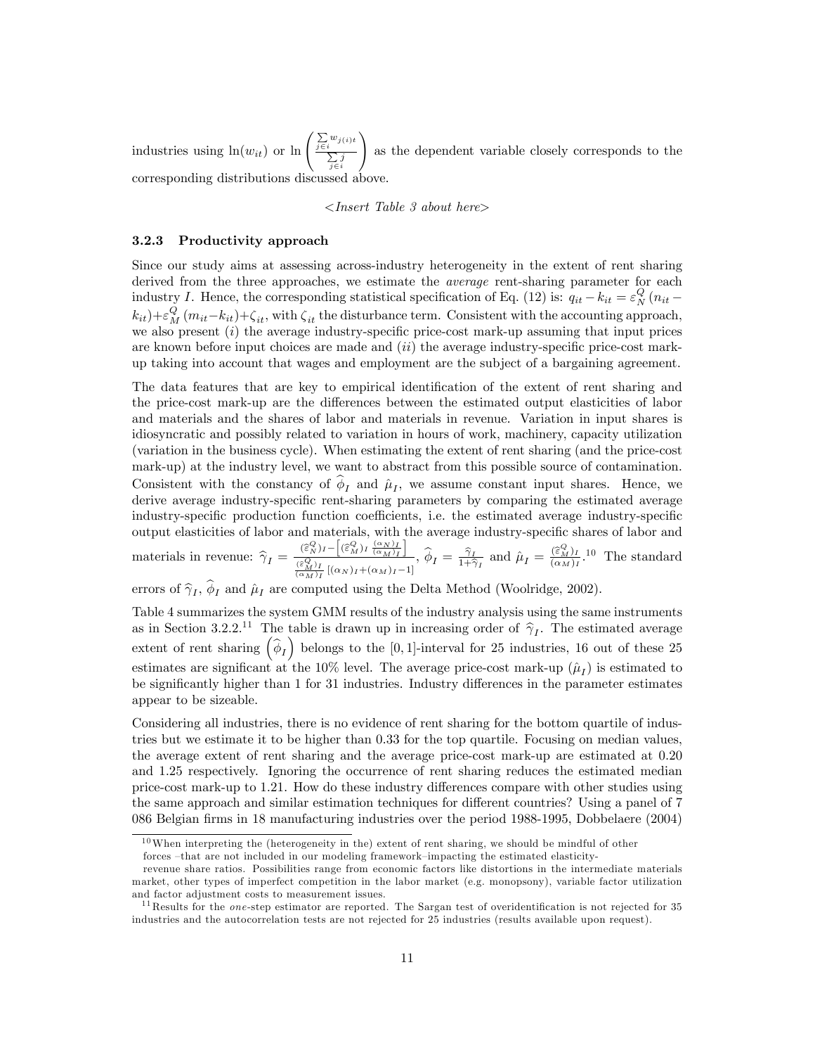industries using $\ln(w_{it})$ or $\ln\left(\frac{\sum_{j\in i} w_{j(i)t}}{\sum_{j\in i} j}\right)$ as the dependent variable closely corresponds to the corresponding distributions discussed above.

<*Insert Table 3 about here*>

### 3.2.3 Productivity approach

Since our study aims at assessing across-industry heterogeneity in the extent of rent sharing derived from the three approaches, we estimate the *average* rent-sharing parameter for each industry $I$. Hence, the corresponding statistical specification of Eq. (12) is: $q_{it} - k_{it} = \varepsilon_N^Q (n_{it} - k_{it}) + \varepsilon_M^Q (m_{it} - k_{it}) + \zeta_{it}$, with $\zeta_{it}$ the disturbance term. Consistent with the accounting approach, we also present $(i)$ the average industry-specific price-cost mark-up assuming that input prices are known before input choices are made and $(ii)$ the average industry-specific price-cost mark-up taking into account that wages and employment are the subject of a bargaining agreement.

The data features that are key to empirical identification of the extent of rent sharing and the price-cost mark-up are the differences between the estimated output elasticities of labor and materials and the shares of labor and materials in revenue. Variation in input shares is idiosyncratic and possibly related to variation in hours of work, machinery, capacity utilization (variation in the business cycle). When estimating the extent of rent sharing (and the price-cost mark-up) at the industry level, we want to abstract from this possible source of contamination. Consistent with the constancy of $\widehat{\phi}_I$ and $\hat{\mu}_I$, we assume constant input shares. Hence, we derive average industry-specific rent-sharing parameters by comparing the estimated average industry-specific production function coefficients, i.e. the estimated average industry-specific output elasticities of labor and materials, with the average industry-specific shares of labor and materials in revenue: $\widehat{\gamma}_I = \frac{(\widehat{\varepsilon}_N^Q)_I - \left[(\widehat{\varepsilon}_M^Q)_I \frac{(\alpha_N)_I}{(\alpha_M)_I}\right]}{\frac{(\widehat{\varepsilon}_M^Q)_I}{(\alpha_M)_I}\left[(\alpha_N)_I + (\alpha_M)_I - 1\right]}$, $\widehat{\phi}_I = \frac{\widehat{\gamma}_I}{1+\widehat{\gamma}_I}$ and $\hat{\mu}_I = \frac{(\widehat{\varepsilon}_M^Q)_I}{(\alpha_M)_I}$.[10] The standard errors of $\widehat{\gamma}_I$, $\widehat{\phi}_I$ and $\hat{\mu}_I$ are computed using the Delta Method (Woolridge, 2002).

Table 4 summarizes the system GMM results of the industry analysis using the same instruments as in Section 3.2.2.[11] The table is drawn up in increasing order of $\widehat{\gamma}_I$. The estimated average extent of rent sharing $\left(\widehat{\phi}_I\right)$ belongs to the $[0, 1]$-interval for 25 industries, 16 out of these 25 estimates are significant at the 10% level. The average price-cost mark-up $(\hat{\mu}_I)$ is estimated to be significantly higher than 1 for 31 industries. Industry differences in the parameter estimates appear to be sizeable.

Considering all industries, there is no evidence of rent sharing for the bottom quartile of industries but we estimate it to be higher than 0.33 for the top quartile. Focusing on median values, the average extent of rent sharing and the average price-cost mark-up are estimated at 0.20 and 1.25 respectively. Ignoring the occurrence of rent sharing reduces the estimated median price-cost mark-up to 1.21. How do these industry differences compare with other studies using the same approach and similar estimation techniques for different countries? Using a panel of 7 086 Belgian firms in 18 manufacturing industries over the period 1988-1995, Dobbelaere (2004)

---

[10] When interpreting the (heterogeneity in the) extent of rent sharing, we should be mindful of other forces –that are not included in our modeling framework–impacting the estimated elasticity-revenue share ratios. Possibilities range from economic factors like distortions in the intermediate materials market, other types of imperfect competition in the labor market (e.g. monopsony), variable factor utilization and factor adjustment costs to measurement issues.

[11] Results for the *one*-step estimator are reported. The Sargan test of overidentification is not rejected for 35 industries and the autocorrelation tests are not rejected for 25 industries (results available upon request).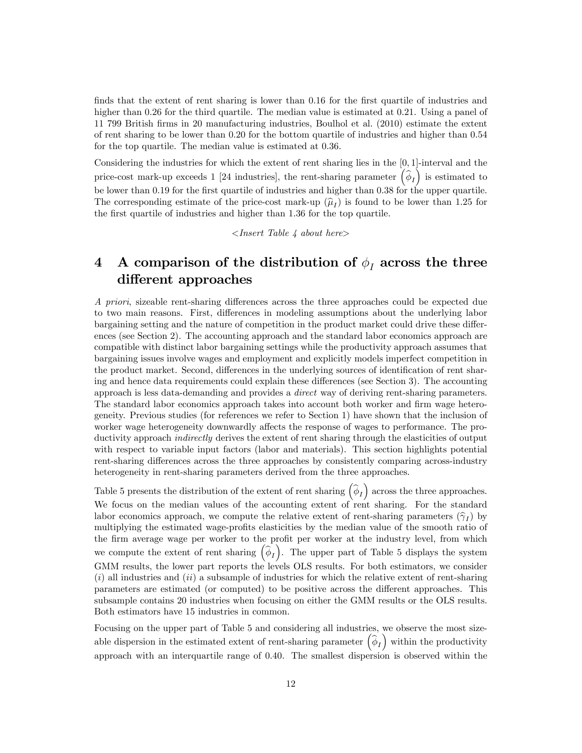finds that the extent of rent sharing is lower than 0.16 for the first quartile of industries and higher than 0.26 for the third quartile. The median value is estimated at 0.21. Using a panel of 11 799 British firms in 20 manufacturing industries, Boulhol et al. (2010) estimate the extent of rent sharing to be lower than 0.20 for the bottom quartile of industries and higher than 0.54 for the top quartile. The median value is estimated at 0.36.

Considering the industries for which the extent of rent sharing lies in the $[0, 1]$-interval and the price-cost mark-up exceeds 1 [24 industries], the rent-sharing parameter $\left(\widehat{\phi}_I\right)$ is estimated to be lower than 0.19 for the first quartile of industries and higher than 0.38 for the upper quartile. The corresponding estimate of the price-cost mark-up $(\widehat{\mu}_I)$ is found to be lower than 1.25 for the first quartile of industries and higher than 1.36 for the top quartile.

*<Insert Table 4 about here>*

# 4 A comparison of the distribution of $\phi_I$ across the three different approaches

*A priori*, sizeable rent-sharing differences across the three approaches could be expected due to two main reasons. First, differences in modeling assumptions about the underlying labor bargaining setting and the nature of competition in the product market could drive these differences (see Section 2). The accounting approach and the standard labor economics approach are compatible with distinct labor bargaining settings while the productivity approach assumes that bargaining issues involve wages and employment and explicitly models imperfect competition in the product market. Second, differences in the underlying sources of identification of rent sharing and hence data requirements could explain these differences (see Section 3). The accounting approach is less data-demanding and provides a *direct* way of deriving rent-sharing parameters. The standard labor economics approach takes into account both worker and firm wage heterogeneity. Previous studies (for references we refer to Section 1) have shown that the inclusion of worker wage heterogeneity downwardly affects the response of wages to performance. The productivity approach *indirectly* derives the extent of rent sharing through the elasticities of output with respect to variable input factors (labor and materials). This section highlights potential rent-sharing differences across the three approaches by consistently comparing across-industry heterogeneity in rent-sharing parameters derived from the three approaches.

Table 5 presents the distribution of the extent of rent sharing $\left(\widehat{\phi}_I\right)$ across the three approaches. We focus on the median values of the accounting extent of rent sharing. For the standard labor economics approach, we compute the relative extent of rent-sharing parameters $(\widehat{\gamma}_I)$ by multiplying the estimated wage-profits elasticities by the median value of the smooth ratio of the firm average wage per worker to the profit per worker at the industry level, from which we compute the extent of rent sharing $\left(\widehat{\phi}_I\right)$. The upper part of Table 5 displays the system GMM results, the lower part reports the levels OLS results. For both estimators, we consider $(i)$ all industries and $(ii)$ a subsample of industries for which the relative extent of rent-sharing parameters are estimated (or computed) to be positive across the different approaches. This subsample contains 20 industries when focusing on either the GMM results or the OLS results. Both estimators have 15 industries in common.

Focusing on the upper part of Table 5 and considering all industries, we observe the most sizeable dispersion in the estimated extent of rent-sharing parameter $\left(\widehat{\phi}_I\right)$ within the productivity approach with an interquartile range of 0.40. The smallest dispersion is observed within the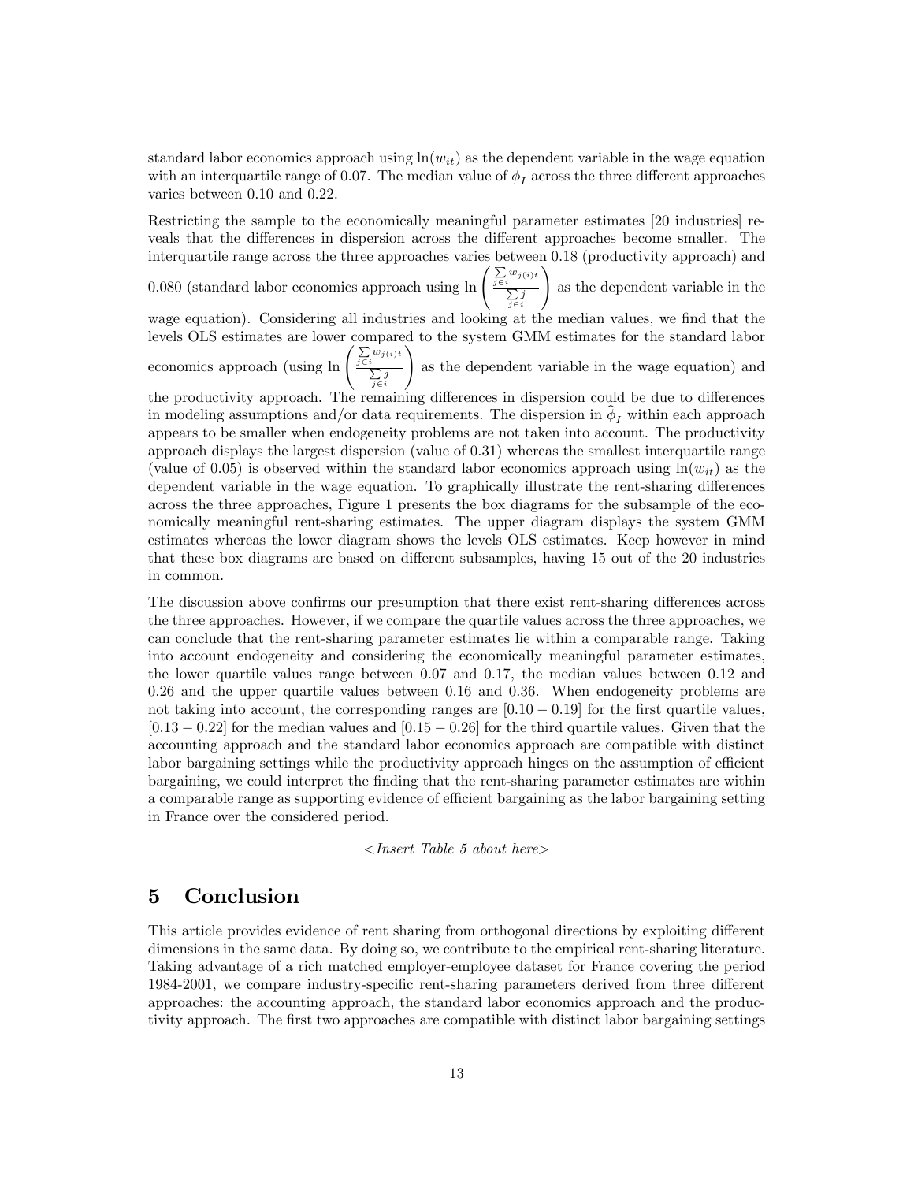standard labor economics approach using $\ln(w_{it})$ as the dependent variable in the wage equation with an interquartile range of 0.07. The median value of $\phi_I$ across the three different approaches varies between 0.10 and 0.22.

Restricting the sample to the economically meaningful parameter estimates [20 industries] reveals that the differences in dispersion across the different approaches become smaller. The interquartile range across the three approaches varies between 0.18 (productivity approach) and 0.080 (standard labor economics approach using $\ln\left(\frac{\sum_{j\in i} w_{j(i)t}}{\sum_{j\in i} j}\right)$ as the dependent variable in the wage equation). Considering all industries and looking at the median values, we find that the levels OLS estimates are lower compared to the system GMM estimates for the standard labor economics approach (using $\ln\left(\frac{\sum_{j\in i} w_{j(i)t}}{\sum_{j\in i} j}\right)$ as the dependent variable in the wage equation) and the productivity approach. The remaining differences in dispersion could be due to differences in modeling assumptions and/or data requirements. The dispersion in $\widehat{\phi}_I$ within each approach appears to be smaller when endogeneity problems are not taken into account. The productivity approach displays the largest dispersion (value of 0.31) whereas the smallest interquartile range (value of 0.05) is observed within the standard labor economics approach using $\ln(w_{it})$ as the dependent variable in the wage equation. To graphically illustrate the rent-sharing differences across the three approaches, Figure 1 presents the box diagrams for the subsample of the economically meaningful rent-sharing estimates. The upper diagram displays the system GMM estimates whereas the lower diagram shows the levels OLS estimates. Keep however in mind that these box diagrams are based on different subsamples, having 15 out of the 20 industries in common.

The discussion above confirms our presumption that there exist rent-sharing differences across the three approaches. However, if we compare the quartile values across the three approaches, we can conclude that the rent-sharing parameter estimates lie within a comparable range. Taking into account endogeneity and considering the economically meaningful parameter estimates, the lower quartile values range between 0.07 and 0.17, the median values between 0.12 and 0.26 and the upper quartile values between 0.16 and 0.36. When endogeneity problems are not taking into account, the corresponding ranges are $[0.10 - 0.19]$ for the first quartile values, $[0.13 - 0.22]$ for the median values and $[0.15 - 0.26]$ for the third quartile values. Given that the accounting approach and the standard labor economics approach are compatible with distinct labor bargaining settings while the productivity approach hinges on the assumption of efficient bargaining, we could interpret the finding that the rent-sharing parameter estimates are within a comparable range as supporting evidence of efficient bargaining as the labor bargaining setting in France over the considered period.

*<Insert Table 5 about here>*

# 5 Conclusion

This article provides evidence of rent sharing from orthogonal directions by exploiting different dimensions in the same data. By doing so, we contribute to the empirical rent-sharing literature. Taking advantage of a rich matched employer-employee dataset for France covering the period 1984-2001, we compare industry-specific rent-sharing parameters derived from three different approaches: the accounting approach, the standard labor economics approach and the productivity approach. The first two approaches are compatible with distinct labor bargaining settings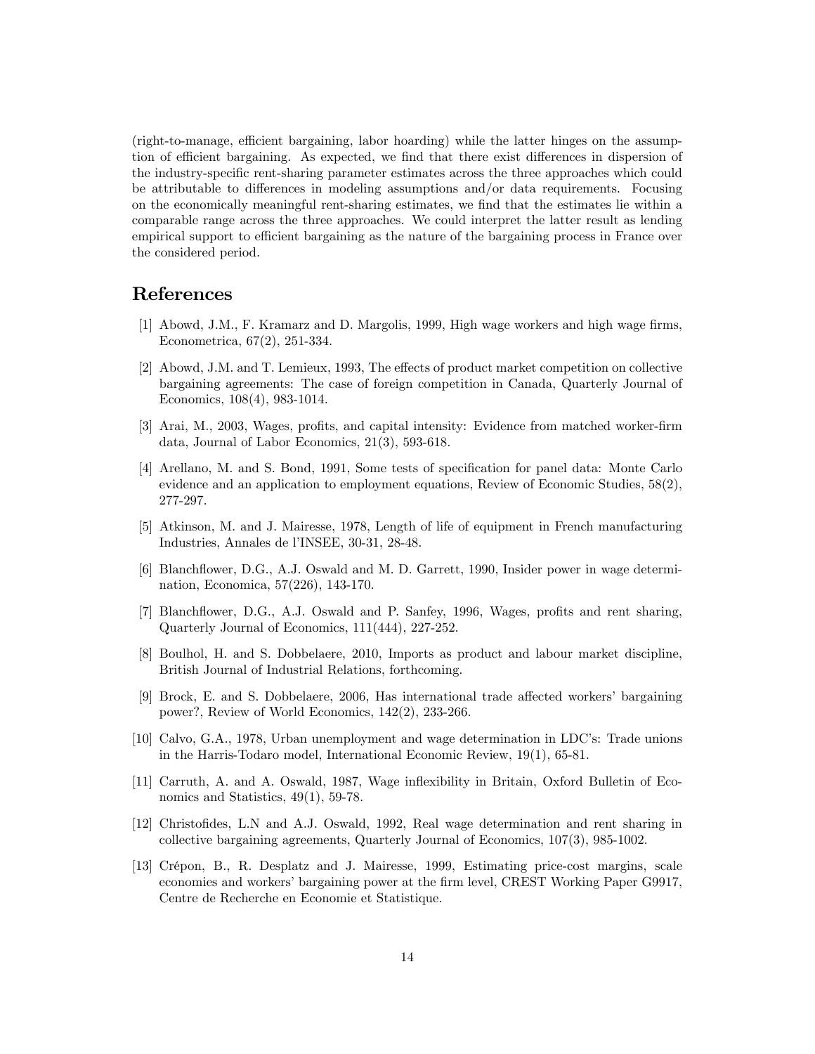(right-to-manage, efficient bargaining, labor hoarding) while the latter hinges on the assumption of efficient bargaining. As expected, we find that there exist differences in dispersion of the industry-specific rent-sharing parameter estimates across the three approaches which could be attributable to differences in modeling assumptions and/or data requirements. Focusing on the economically meaningful rent-sharing estimates, we find that the estimates lie within a comparable range across the three approaches. We could interpret the latter result as lending empirical support to efficient bargaining as the nature of the bargaining process in France over the considered period.

# References

[1] Abowd, J.M., F. Kramarz and D. Margolis, 1999, High wage workers and high wage firms, Econometrica, 67(2), 251-334.

[2] Abowd, J.M. and T. Lemieux, 1993, The effects of product market competition on collective bargaining agreements: The case of foreign competition in Canada, Quarterly Journal of Economics, 108(4), 983-1014.

[3] Arai, M., 2003, Wages, profits, and capital intensity: Evidence from matched worker-firm data, Journal of Labor Economics, 21(3), 593-618.

[4] Arellano, M. and S. Bond, 1991, Some tests of specification for panel data: Monte Carlo evidence and an application to employment equations, Review of Economic Studies, 58(2), 277-297.

[5] Atkinson, M. and J. Mairesse, 1978, Length of life of equipment in French manufacturing Industries, Annales de l'INSEE, 30-31, 28-48.

[6] Blanchflower, D.G., A.J. Oswald and M. D. Garrett, 1990, Insider power in wage determination, Economica, 57(226), 143-170.

[7] Blanchflower, D.G., A.J. Oswald and P. Sanfey, 1996, Wages, profits and rent sharing, Quarterly Journal of Economics, 111(444), 227-252.

[8] Boulhol, H. and S. Dobbelaere, 2010, Imports as product and labour market discipline, British Journal of Industrial Relations, forthcoming.

[9] Brock, E. and S. Dobbelaere, 2006, Has international trade affected workers' bargaining power?, Review of World Economics, 142(2), 233-266.

[10] Calvo, G.A., 1978, Urban unemployment and wage determination in LDC's: Trade unions in the Harris-Todaro model, International Economic Review, 19(1), 65-81.

[11] Carruth, A. and A. Oswald, 1987, Wage inflexibility in Britain, Oxford Bulletin of Economics and Statistics, 49(1), 59-78.

[12] Christofides, L.N and A.J. Oswald, 1992, Real wage determination and rent sharing in collective bargaining agreements, Quarterly Journal of Economics, 107(3), 985-1002.

[13] Crépon, B., R. Desplatz and J. Mairesse, 1999, Estimating price-cost margins, scale economies and workers' bargaining power at the firm level, CREST Working Paper G9917, Centre de Recherche en Economie et Statistique.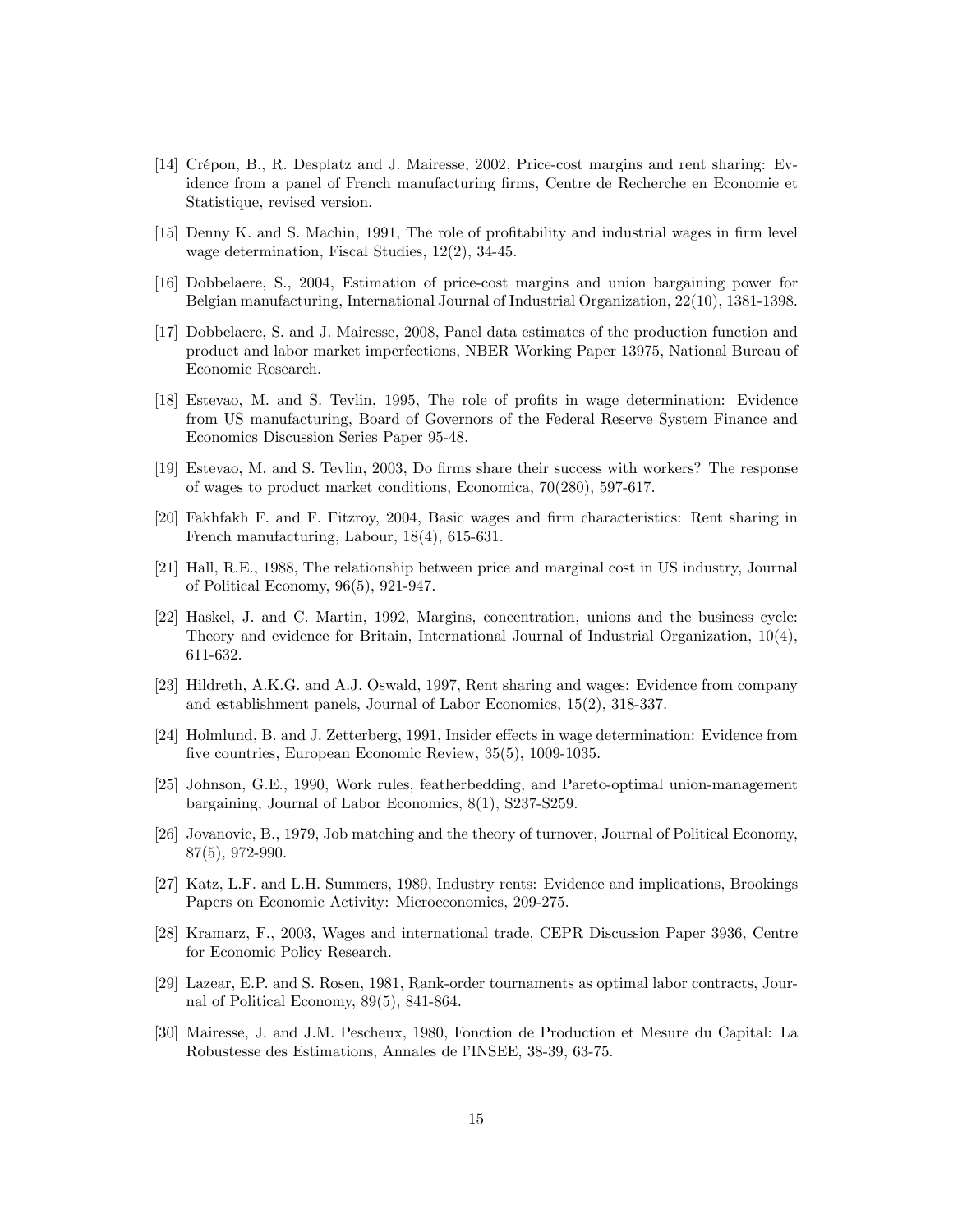[14] Crépon, B., R. Desplatz and J. Mairesse, 2002, Price-cost margins and rent sharing: Evidence from a panel of French manufacturing firms, Centre de Recherche en Economie et Statistique, revised version.

[15] Denny K. and S. Machin, 1991, The role of profitability and industrial wages in firm level wage determination, Fiscal Studies, 12(2), 34-45.

[16] Dobbelaere, S., 2004, Estimation of price-cost margins and union bargaining power for Belgian manufacturing, International Journal of Industrial Organization, 22(10), 1381-1398.

[17] Dobbelaere, S. and J. Mairesse, 2008, Panel data estimates of the production function and product and labor market imperfections, NBER Working Paper 13975, National Bureau of Economic Research.

[18] Estevao, M. and S. Tevlin, 1995, The role of profits in wage determination: Evidence from US manufacturing, Board of Governors of the Federal Reserve System Finance and Economics Discussion Series Paper 95-48.

[19] Estevao, M. and S. Tevlin, 2003, Do firms share their success with workers? The response of wages to product market conditions, Economica, 70(280), 597-617.

[20] Fakhfakh F. and F. Fitzroy, 2004, Basic wages and firm characteristics: Rent sharing in French manufacturing, Labour, 18(4), 615-631.

[21] Hall, R.E., 1988, The relationship between price and marginal cost in US industry, Journal of Political Economy, 96(5), 921-947.

[22] Haskel, J. and C. Martin, 1992, Margins, concentration, unions and the business cycle: Theory and evidence for Britain, International Journal of Industrial Organization, 10(4), 611-632.

[23] Hildreth, A.K.G. and A.J. Oswald, 1997, Rent sharing and wages: Evidence from company and establishment panels, Journal of Labor Economics, 15(2), 318-337.

[24] Holmlund, B. and J. Zetterberg, 1991, Insider effects in wage determination: Evidence from five countries, European Economic Review, 35(5), 1009-1035.

[25] Johnson, G.E., 1990, Work rules, featherbedding, and Pareto-optimal union-management bargaining, Journal of Labor Economics, 8(1), S237-S259.

[26] Jovanovic, B., 1979, Job matching and the theory of turnover, Journal of Political Economy, 87(5), 972-990.

[27] Katz, L.F. and L.H. Summers, 1989, Industry rents: Evidence and implications, Brookings Papers on Economic Activity: Microeconomics, 209-275.

[28] Kramarz, F., 2003, Wages and international trade, CEPR Discussion Paper 3936, Centre for Economic Policy Research.

[29] Lazear, E.P. and S. Rosen, 1981, Rank-order tournaments as optimal labor contracts, Journal of Political Economy, 89(5), 841-864.

[30] Mairesse, J. and J.M. Pescheux, 1980, Fonction de Production et Mesure du Capital: La Robustesse des Estimations, Annales de l'INSEE, 38-39, 63-75.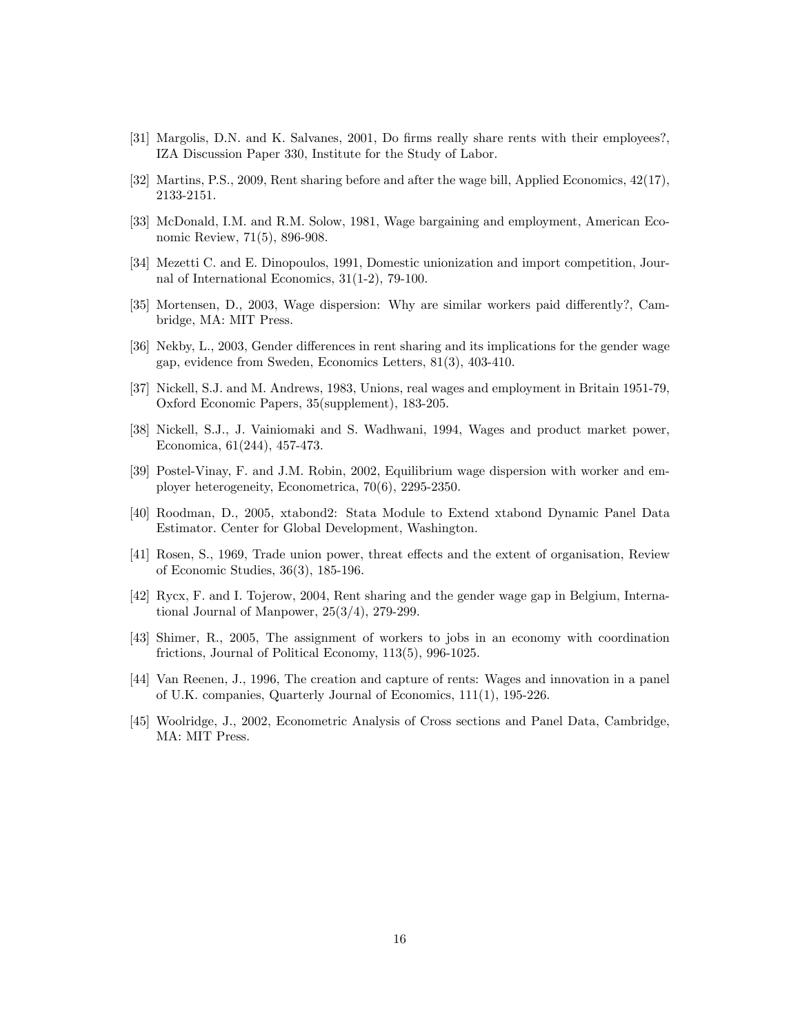[31] Margolis, D.N. and K. Salvanes, 2001, Do firms really share rents with their employees?, IZA Discussion Paper 330, Institute for the Study of Labor.

[32] Martins, P.S., 2009, Rent sharing before and after the wage bill, Applied Economics, 42(17), 2133-2151.

[33] McDonald, I.M. and R.M. Solow, 1981, Wage bargaining and employment, American Economic Review, 71(5), 896-908.

[34] Mezetti C. and E. Dinopoulos, 1991, Domestic unionization and import competition, Journal of International Economics, 31(1-2), 79-100.

[35] Mortensen, D., 2003, Wage dispersion: Why are similar workers paid differently?, Cambridge, MA: MIT Press.

[36] Nekby, L., 2003, Gender differences in rent sharing and its implications for the gender wage gap, evidence from Sweden, Economics Letters, 81(3), 403-410.

[37] Nickell, S.J. and M. Andrews, 1983, Unions, real wages and employment in Britain 1951-79, Oxford Economic Papers, 35(supplement), 183-205.

[38] Nickell, S.J., J. Vainiomaki and S. Wadhwani, 1994, Wages and product market power, Economica, 61(244), 457-473.

[39] Postel-Vinay, F. and J.M. Robin, 2002, Equilibrium wage dispersion with worker and employer heterogeneity, Econometrica, 70(6), 2295-2350.

[40] Roodman, D., 2005, xtabond2: Stata Module to Extend xtabond Dynamic Panel Data Estimator. Center for Global Development, Washington.

[41] Rosen, S., 1969, Trade union power, threat effects and the extent of organisation, Review of Economic Studies, 36(3), 185-196.

[42] Rycx, F. and I. Tojerow, 2004, Rent sharing and the gender wage gap in Belgium, International Journal of Manpower, 25(3/4), 279-299.

[43] Shimer, R., 2005, The assignment of workers to jobs in an economy with coordination frictions, Journal of Political Economy, 113(5), 996-1025.

[44] Van Reenen, J., 1996, The creation and capture of rents: Wages and innovation in a panel of U.K. companies, Quarterly Journal of Economics, 111(1), 195-226.

[45] Woolridge, J., 2002, Econometric Analysis of Cross sections and Panel Data, Cambridge, MA: MIT Press.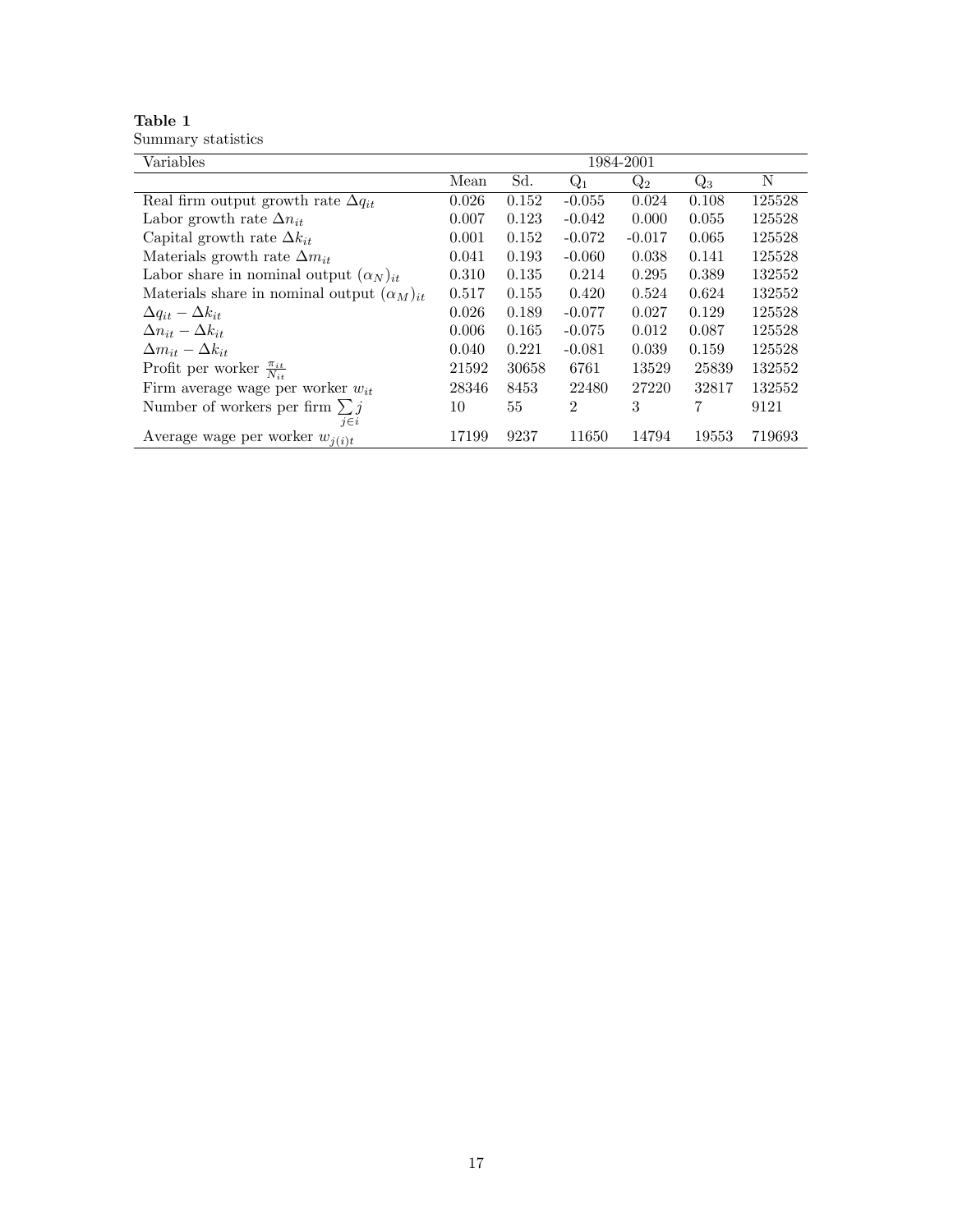**Table 1**
Summary statistics

| Variables | 1984-2001 | | | | | |
|---|---|---|---|---|---|---|
| | Mean | Sd. | $Q_1$ | $Q_2$ | $Q_3$ | N |
| Real firm output growth rate $\Delta q_{it}$ | 0.026 | 0.152 | -0.055 | 0.024 | 0.108 | 125528 |
| Labor growth rate $\Delta n_{it}$ | 0.007 | 0.123 | -0.042 | 0.000 | 0.055 | 125528 |
| Capital growth rate $\Delta k_{it}$ | 0.001 | 0.152 | -0.072 | -0.017 | 0.065 | 125528 |
| Materials growth rate $\Delta m_{it}$ | 0.041 | 0.193 | -0.060 | 0.038 | 0.141 | 125528 |
| Labor share in nominal output $(\alpha_N)_{it}$ | 0.310 | 0.135 | 0.214 | 0.295 | 0.389 | 132552 |
| Materials share in nominal output $(\alpha_M)_{it}$ | 0.517 | 0.155 | 0.420 | 0.524 | 0.624 | 132552 |
| $\Delta q_{it} - \Delta k_{it}$ | 0.026 | 0.189 | -0.077 | 0.027 | 0.129 | 125528 |
| $\Delta n_{it} - \Delta k_{it}$ | 0.006 | 0.165 | -0.075 | 0.012 | 0.087 | 125528 |
| $\Delta m_{it} - \Delta k_{it}$ | 0.040 | 0.221 | -0.081 | 0.039 | 0.159 | 125528 |
| Profit per worker $\frac{\pi_{it}}{N_{it}}$ | 21592 | 30658 | 6761 | 13529 | 25839 | 132552 |
| Firm average wage per worker $w_{it}$ | 28346 | 8453 | 22480 | 27220 | 32817 | 132552 |
| Number of workers per firm $\sum_{j \in i} j$ | 10 | 55 | 2 | 3 | 7 | 9121 |
| Average wage per worker $w_{j(i)t}$ | 17199 | 9237 | 11650 | 14794 | 19553 | 719693 |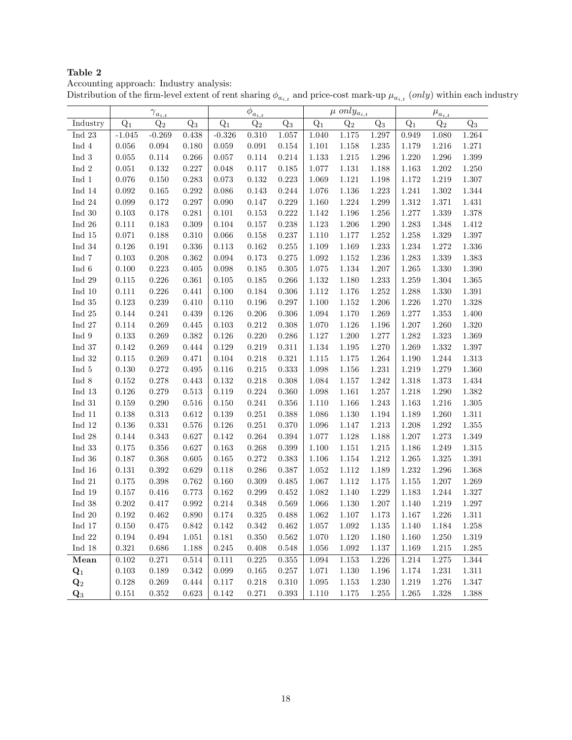**Table 2**

Accounting approach: Industry analysis:

Distribution of the firm-level extent of rent sharing $\phi_{a_{i,t}}$ and price-cost mark-up $\mu_{a_{i,t}}$ (*only*) within each industry

| | $\gamma_{a_{i,t}}$ | | | $\phi_{a_{i,t}}$ | | | $\mu$ $only_{a_{i,t}}$ | | | $\mu_{a_{i,t}}$ | | |
|---|---|---|---|---|---|---|---|---|---|---|---|---|
| Industry | $Q_1$ | $Q_2$ | $Q_3$ | $Q_1$ | $Q_2$ | $Q_3$ | $Q_1$ | $Q_2$ | $Q_3$ | $Q_1$ | $Q_2$ | $Q_3$ |
| Ind 23 | -1.045 | -0.269 | 0.438 | -0.326 | 0.310 | 1.057 | 1.040 | 1.175 | 1.297 | 0.949 | 1.080 | 1.264 |
| Ind 4 | 0.056 | 0.094 | 0.180 | 0.059 | 0.091 | 0.154 | 1.101 | 1.158 | 1.235 | 1.179 | 1.216 | 1.271 |
| Ind 3 | 0.055 | 0.114 | 0.266 | 0.057 | 0.114 | 0.214 | 1.133 | 1.215 | 1.296 | 1.220 | 1.296 | 1.399 |
| Ind 2 | 0.051 | 0.132 | 0.227 | 0.048 | 0.117 | 0.185 | 1.077 | 1.131 | 1.188 | 1.163 | 1.202 | 1.250 |
| Ind 1 | 0.076 | 0.150 | 0.283 | 0.073 | 0.132 | 0.223 | 1.069 | 1.121 | 1.198 | 1.172 | 1.219 | 1.307 |
| Ind 14 | 0.092 | 0.165 | 0.292 | 0.086 | 0.143 | 0.244 | 1.076 | 1.136 | 1.223 | 1.241 | 1.302 | 1.344 |
| Ind 24 | 0.099 | 0.172 | 0.297 | 0.090 | 0.147 | 0.229 | 1.160 | 1.224 | 1.299 | 1.312 | 1.371 | 1.431 |
| Ind 30 | 0.103 | 0.178 | 0.281 | 0.101 | 0.153 | 0.222 | 1.142 | 1.196 | 1.256 | 1.277 | 1.339 | 1.378 |
| Ind 26 | 0.111 | 0.183 | 0.309 | 0.104 | 0.157 | 0.238 | 1.123 | 1.206 | 1.290 | 1.283 | 1.348 | 1.412 |
| Ind 15 | 0.071 | 0.188 | 0.310 | 0.066 | 0.158 | 0.237 | 1.110 | 1.177 | 1.252 | 1.258 | 1.329 | 1.397 |
| Ind 34 | 0.126 | 0.191 | 0.336 | 0.113 | 0.162 | 0.255 | 1.109 | 1.169 | 1.233 | 1.234 | 1.272 | 1.336 |
| Ind 7 | 0.103 | 0.208 | 0.362 | 0.094 | 0.173 | 0.275 | 1.092 | 1.152 | 1.236 | 1.283 | 1.339 | 1.383 |
| Ind 6 | 0.100 | 0.223 | 0.405 | 0.098 | 0.185 | 0.305 | 1.075 | 1.134 | 1.207 | 1.265 | 1.330 | 1.390 |
| Ind 29 | 0.115 | 0.226 | 0.361 | 0.105 | 0.185 | 0.266 | 1.132 | 1.180 | 1.233 | 1.259 | 1.304 | 1.365 |
| Ind 10 | 0.111 | 0.226 | 0.441 | 0.100 | 0.184 | 0.306 | 1.112 | 1.176 | 1.252 | 1.288 | 1.330 | 1.391 |
| Ind 35 | 0.123 | 0.239 | 0.410 | 0.110 | 0.196 | 0.297 | 1.100 | 1.152 | 1.206 | 1.226 | 1.270 | 1.328 |
| Ind 25 | 0.144 | 0.241 | 0.439 | 0.126 | 0.206 | 0.306 | 1.094 | 1.170 | 1.269 | 1.277 | 1.353 | 1.400 |
| Ind 27 | 0.114 | 0.269 | 0.445 | 0.103 | 0.212 | 0.308 | 1.070 | 1.126 | 1.196 | 1.207 | 1.260 | 1.320 |
| Ind 9 | 0.133 | 0.269 | 0.382 | 0.126 | 0.220 | 0.286 | 1.127 | 1.200 | 1.277 | 1.282 | 1.323 | 1.369 |
| Ind 37 | 0.142 | 0.269 | 0.444 | 0.129 | 0.219 | 0.311 | 1.134 | 1.195 | 1.270 | 1.269 | 1.332 | 1.397 |
| Ind 32 | 0.115 | 0.269 | 0.471 | 0.104 | 0.218 | 0.321 | 1.115 | 1.175 | 1.264 | 1.190 | 1.244 | 1.313 |
| Ind 5 | 0.130 | 0.272 | 0.495 | 0.116 | 0.215 | 0.333 | 1.098 | 1.156 | 1.231 | 1.219 | 1.279 | 1.360 |
| Ind 8 | 0.152 | 0.278 | 0.443 | 0.132 | 0.218 | 0.308 | 1.084 | 1.157 | 1.242 | 1.318 | 1.373 | 1.434 |
| Ind 13 | 0.126 | 0.279 | 0.513 | 0.119 | 0.224 | 0.360 | 1.098 | 1.161 | 1.257 | 1.218 | 1.290 | 1.382 |
| Ind 31 | 0.159 | 0.290 | 0.516 | 0.150 | 0.241 | 0.356 | 1.110 | 1.166 | 1.243 | 1.163 | 1.216 | 1.305 |
| Ind 11 | 0.138 | 0.313 | 0.612 | 0.139 | 0.251 | 0.388 | 1.086 | 1.130 | 1.194 | 1.189 | 1.260 | 1.311 |
| Ind 12 | 0.136 | 0.331 | 0.576 | 0.126 | 0.251 | 0.370 | 1.096 | 1.147 | 1.213 | 1.208 | 1.292 | 1.355 |
| Ind 28 | 0.144 | 0.343 | 0.627 | 0.142 | 0.264 | 0.394 | 1.077 | 1.128 | 1.188 | 1.207 | 1.273 | 1.349 |
| Ind 33 | 0.175 | 0.356 | 0.627 | 0.163 | 0.268 | 0.399 | 1.100 | 1.151 | 1.215 | 1.186 | 1.249 | 1.315 |
| Ind 36 | 0.187 | 0.368 | 0.605 | 0.165 | 0.272 | 0.383 | 1.106 | 1.154 | 1.212 | 1.265 | 1.325 | 1.391 |
| Ind 16 | 0.131 | 0.392 | 0.629 | 0.118 | 0.286 | 0.387 | 1.052 | 1.112 | 1.189 | 1.232 | 1.296 | 1.368 |
| Ind 21 | 0.175 | 0.398 | 0.762 | 0.160 | 0.309 | 0.485 | 1.067 | 1.112 | 1.175 | 1.155 | 1.207 | 1.269 |
| Ind 19 | 0.157 | 0.416 | 0.773 | 0.162 | 0.299 | 0.452 | 1.082 | 1.140 | 1.229 | 1.183 | 1.244 | 1.327 |
| Ind 38 | 0.202 | 0.417 | 0.992 | 0.214 | 0.348 | 0.569 | 1.066 | 1.130 | 1.207 | 1.140 | 1.219 | 1.297 |
| Ind 20 | 0.192 | 0.462 | 0.890 | 0.174 | 0.325 | 0.488 | 1.062 | 1.107 | 1.173 | 1.167 | 1.226 | 1.311 |
| Ind 17 | 0.150 | 0.475 | 0.842 | 0.142 | 0.342 | 0.462 | 1.057 | 1.092 | 1.135 | 1.140 | 1.184 | 1.258 |
| Ind 22 | 0.194 | 0.494 | 1.051 | 0.181 | 0.350 | 0.562 | 1.070 | 1.120 | 1.180 | 1.160 | 1.250 | 1.319 |
| Ind 18 | 0.321 | 0.686 | 1.188 | 0.245 | 0.408 | 0.548 | 1.056 | 1.092 | 1.137 | 1.169 | 1.215 | 1.285 |
| **Mean** | 0.102 | 0.271 | 0.514 | 0.111 | 0.225 | 0.355 | 1.094 | 1.153 | 1.226 | 1.214 | 1.275 | 1.344 |
| $\mathbf{Q_1}$ | 0.103 | 0.189 | 0.342 | 0.099 | 0.165 | 0.257 | 1.071 | 1.130 | 1.196 | 1.174 | 1.231 | 1.311 |
| $\mathbf{Q_2}$ | 0.128 | 0.269 | 0.444 | 0.117 | 0.218 | 0.310 | 1.095 | 1.153 | 1.230 | 1.219 | 1.276 | 1.347 |
| $\mathbf{Q_3}$ | 0.151 | 0.352 | 0.623 | 0.142 | 0.271 | 0.393 | 1.110 | 1.175 | 1.255 | 1.265 | 1.328 | 1.388 |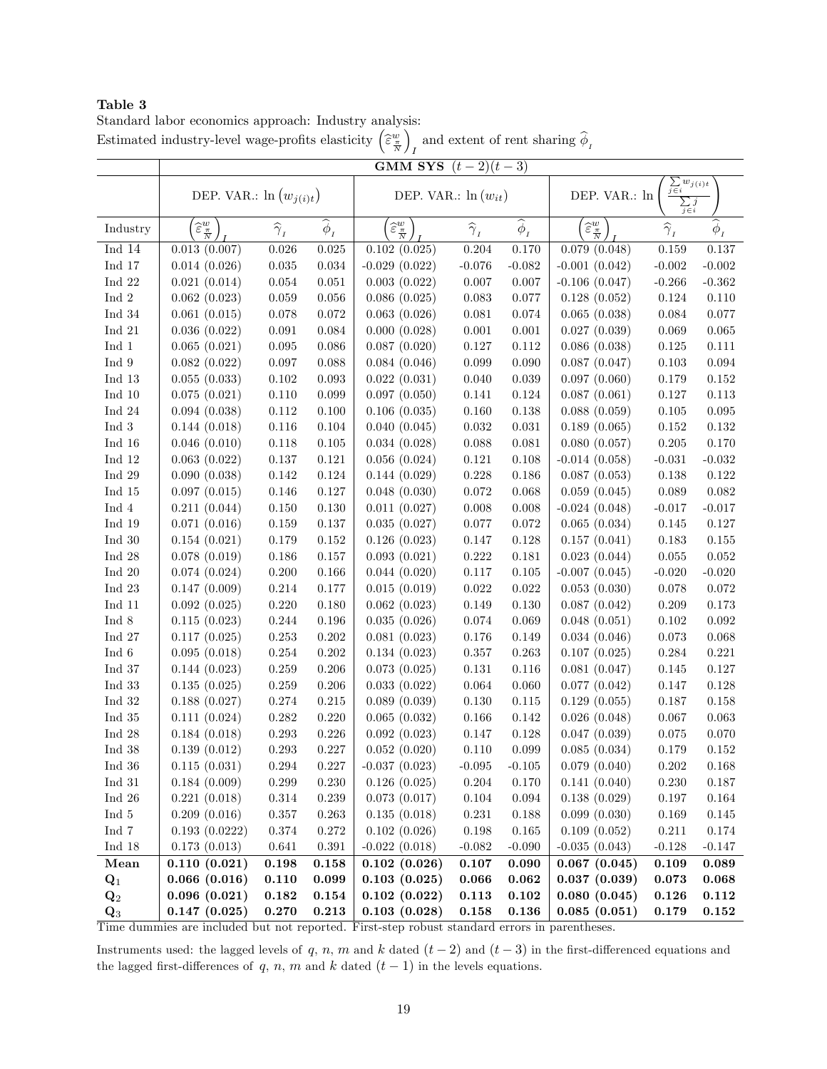**Table 3**
Standard labor economics approach: Industry analysis:
Estimated industry-level wage-profits elasticity $\left(\widehat{\varepsilon}^{w}_{\frac{\pi}{N}}\right)_{I}$ and extent of rent sharing $\widehat{\phi}_{I}$

| | GMM SYS $(t-2)(t-3)$ | | | | | | | | |
|---|---|---|---|---|---|---|---|---|---|
| | DEP. VAR.: $\ln\left(w_{j(i)t}\right)$ | | | DEP. VAR.: $\ln\left(w_{it}\right)$ | | | DEP. VAR.: $\ln\left(\frac{\sum_{j\in i} w_{j(i)t}}{\sum_{j\in i} j}\right)$ | | |
| Industry | $\left(\widehat{\varepsilon}^{w}_{\frac{\pi}{N}}\right)_{I}$ | $\widehat{\gamma}_{I}$ | $\widehat{\phi}_{I}$ | $\left(\widehat{\varepsilon}^{w}_{\frac{\pi}{N}}\right)_{I}$ | $\widehat{\gamma}_{I}$ | $\widehat{\phi}_{I}$ | $\left(\widehat{\varepsilon}^{w}_{\frac{\pi}{N}}\right)_{I}$ | $\widehat{\gamma}_{I}$ | $\widehat{\phi}_{I}$ |
| Ind 14 | 0.013 (0.007) | 0.026 | 0.025 | 0.102 (0.025) | 0.204 | 0.170 | 0.079 (0.048) | 0.159 | 0.137 |
| Ind 17 | 0.014 (0.026) | 0.035 | 0.034 | -0.029 (0.022) | -0.076 | -0.082 | -0.001 (0.042) | -0.002 | -0.002 |
| Ind 22 | 0.021 (0.014) | 0.054 | 0.051 | 0.003 (0.022) | 0.007 | 0.007 | -0.106 (0.047) | -0.266 | -0.362 |
| Ind 2 | 0.062 (0.023) | 0.059 | 0.056 | 0.086 (0.025) | 0.083 | 0.077 | 0.128 (0.052) | 0.124 | 0.110 |
| Ind 34 | 0.061 (0.015) | 0.078 | 0.072 | 0.063 (0.026) | 0.081 | 0.074 | 0.065 (0.038) | 0.084 | 0.077 |
| Ind 21 | 0.036 (0.022) | 0.091 | 0.084 | 0.000 (0.028) | 0.001 | 0.001 | 0.027 (0.039) | 0.069 | 0.065 |
| Ind 1 | 0.065 (0.021) | 0.095 | 0.086 | 0.087 (0.020) | 0.127 | 0.112 | 0.086 (0.038) | 0.125 | 0.111 |
| Ind 9 | 0.082 (0.022) | 0.097 | 0.088 | 0.084 (0.046) | 0.099 | 0.090 | 0.087 (0.047) | 0.103 | 0.094 |
| Ind 13 | 0.055 (0.033) | 0.102 | 0.093 | 0.022 (0.031) | 0.040 | 0.039 | 0.097 (0.060) | 0.179 | 0.152 |
| Ind 10 | 0.075 (0.021) | 0.110 | 0.099 | 0.097 (0.050) | 0.141 | 0.124 | 0.087 (0.061) | 0.127 | 0.113 |
| Ind 24 | 0.094 (0.038) | 0.112 | 0.100 | 0.106 (0.035) | 0.160 | 0.138 | 0.088 (0.059) | 0.105 | 0.095 |
| Ind 3 | 0.144 (0.018) | 0.116 | 0.104 | 0.040 (0.045) | 0.032 | 0.031 | 0.189 (0.065) | 0.152 | 0.132 |
| Ind 16 | 0.046 (0.010) | 0.118 | 0.105 | 0.034 (0.028) | 0.088 | 0.081 | 0.080 (0.057) | 0.205 | 0.170 |
| Ind 12 | 0.063 (0.022) | 0.137 | 0.121 | 0.056 (0.024) | 0.121 | 0.108 | -0.014 (0.058) | -0.031 | -0.032 |
| Ind 29 | 0.090 (0.038) | 0.142 | 0.124 | 0.144 (0.029) | 0.228 | 0.186 | 0.087 (0.053) | 0.138 | 0.122 |
| Ind 15 | 0.097 (0.015) | 0.146 | 0.127 | 0.048 (0.030) | 0.072 | 0.068 | 0.059 (0.045) | 0.089 | 0.082 |
| Ind 4 | 0.211 (0.044) | 0.150 | 0.130 | 0.011 (0.027) | 0.008 | 0.008 | -0.024 (0.048) | -0.017 | -0.017 |
| Ind 19 | 0.071 (0.016) | 0.159 | 0.137 | 0.035 (0.027) | 0.077 | 0.072 | 0.065 (0.034) | 0.145 | 0.127 |
| Ind 30 | 0.154 (0.021) | 0.179 | 0.152 | 0.126 (0.023) | 0.147 | 0.128 | 0.157 (0.041) | 0.183 | 0.155 |
| Ind 28 | 0.078 (0.019) | 0.186 | 0.157 | 0.093 (0.021) | 0.222 | 0.181 | 0.023 (0.044) | 0.055 | 0.052 |
| Ind 20 | 0.074 (0.024) | 0.200 | 0.166 | 0.044 (0.020) | 0.117 | 0.105 | -0.007 (0.045) | -0.020 | -0.020 |
| Ind 23 | 0.147 (0.009) | 0.214 | 0.177 | 0.015 (0.019) | 0.022 | 0.022 | 0.053 (0.030) | 0.078 | 0.072 |
| Ind 11 | 0.092 (0.025) | 0.220 | 0.180 | 0.062 (0.023) | 0.149 | 0.130 | 0.087 (0.042) | 0.209 | 0.173 |
| Ind 8 | 0.115 (0.023) | 0.244 | 0.196 | 0.035 (0.026) | 0.074 | 0.069 | 0.048 (0.051) | 0.102 | 0.092 |
| Ind 27 | 0.117 (0.025) | 0.253 | 0.202 | 0.081 (0.023) | 0.176 | 0.149 | 0.034 (0.046) | 0.073 | 0.068 |
| Ind 6 | 0.095 (0.018) | 0.254 | 0.202 | 0.134 (0.023) | 0.357 | 0.263 | 0.107 (0.025) | 0.284 | 0.221 |
| Ind 37 | 0.144 (0.023) | 0.259 | 0.206 | 0.073 (0.025) | 0.131 | 0.116 | 0.081 (0.047) | 0.145 | 0.127 |
| Ind 33 | 0.135 (0.025) | 0.259 | 0.206 | 0.033 (0.022) | 0.064 | 0.060 | 0.077 (0.042) | 0.147 | 0.128 |
| Ind 32 | 0.188 (0.027) | 0.274 | 0.215 | 0.089 (0.039) | 0.130 | 0.115 | 0.129 (0.055) | 0.187 | 0.158 |
| Ind 35 | 0.111 (0.024) | 0.282 | 0.220 | 0.065 (0.032) | 0.166 | 0.142 | 0.026 (0.048) | 0.067 | 0.063 |
| Ind 28 | 0.184 (0.018) | 0.293 | 0.226 | 0.092 (0.023) | 0.147 | 0.128 | 0.047 (0.039) | 0.075 | 0.070 |
| Ind 38 | 0.139 (0.012) | 0.293 | 0.227 | 0.052 (0.020) | 0.110 | 0.099 | 0.085 (0.034) | 0.179 | 0.152 |
| Ind 36 | 0.115 (0.031) | 0.294 | 0.227 | -0.037 (0.023) | -0.095 | -0.105 | 0.079 (0.040) | 0.202 | 0.168 |
| Ind 31 | 0.184 (0.009) | 0.299 | 0.230 | 0.126 (0.025) | 0.204 | 0.170 | 0.141 (0.040) | 0.230 | 0.187 |
| Ind 26 | 0.221 (0.018) | 0.314 | 0.239 | 0.073 (0.017) | 0.104 | 0.094 | 0.138 (0.029) | 0.197 | 0.164 |
| Ind 5 | 0.209 (0.016) | 0.357 | 0.263 | 0.135 (0.018) | 0.231 | 0.188 | 0.099 (0.030) | 0.169 | 0.145 |
| Ind 7 | 0.193 (0.0222) | 0.374 | 0.272 | 0.102 (0.026) | 0.198 | 0.165 | 0.109 (0.052) | 0.211 | 0.174 |
| Ind 18 | 0.173 (0.013) | 0.641 | 0.391 | -0.022 (0.018) | -0.082 | -0.090 | -0.035 (0.043) | -0.128 | -0.147 |
| **Mean** | **0.110 (0.021)** | **0.198** | **0.158** | **0.102 (0.026)** | **0.107** | **0.090** | **0.067 (0.045)** | **0.109** | **0.089** |
| $\mathbf{Q_1}$ | **0.066 (0.016)** | **0.110** | **0.099** | **0.103 (0.025)** | **0.066** | **0.062** | **0.037 (0.039)** | **0.073** | **0.068** |
| $\mathbf{Q_2}$ | **0.096 (0.021)** | **0.182** | **0.154** | **0.102 (0.022)** | **0.113** | **0.102** | **0.080 (0.045)** | **0.126** | **0.112** |
| $\mathbf{Q_3}$ | **0.147 (0.025)** | **0.270** | **0.213** | **0.103 (0.028)** | **0.158** | **0.136** | **0.085 (0.051)** | **0.179** | **0.152** |

Time dummies are included but not reported. First-step robust standard errors in parentheses.

Instruments used: the lagged levels of $q$, $n$, $m$ and $k$ dated $(t-2)$ and $(t-3)$ in the first-differenced equations and the lagged first-differences of $q$, $n$, $m$ and $k$ dated $(t-1)$ in the levels equations.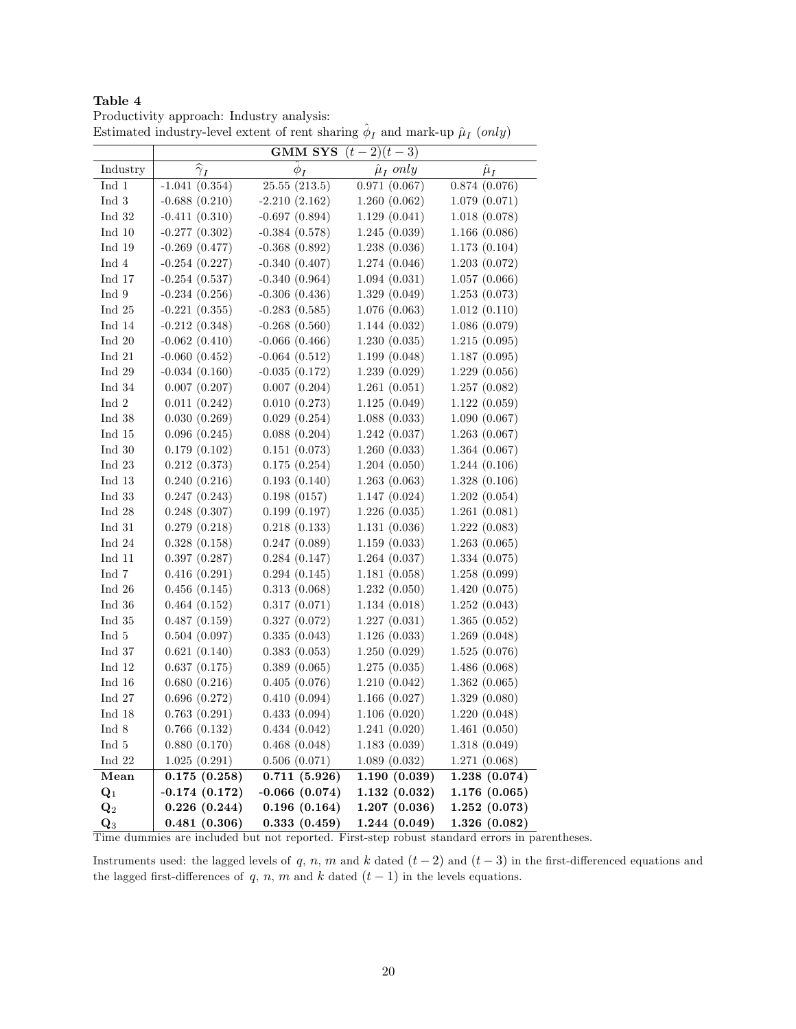**Table 4**
Productivity approach: Industry analysis:
Estimated industry-level extent of rent sharing $\hat{\phi}_I$ and mark-up $\hat{\mu}_I$ (*only*)

| | **GMM SYS** $(t-2)(t-3)$ | | | |
|---|---|---|---|---|
| Industry | $\widehat{\gamma}_I$ | $\hat{\phi}_I$ | $\hat{\mu}_I$ *only* | $\hat{\mu}_I$ |
| Ind 1 | -1.041 (0.354) | 25.55 (213.5) | 0.971 (0.067) | 0.874 (0.076) |
| Ind 3 | -0.688 (0.210) | -2.210 (2.162) | 1.260 (0.062) | 1.079 (0.071) |
| Ind 32 | -0.411 (0.310) | -0.697 (0.894) | 1.129 (0.041) | 1.018 (0.078) |
| Ind 10 | -0.277 (0.302) | -0.384 (0.578) | 1.245 (0.039) | 1.166 (0.086) |
| Ind 19 | -0.269 (0.477) | -0.368 (0.892) | 1.238 (0.036) | 1.173 (0.104) |
| Ind 4 | -0.254 (0.227) | -0.340 (0.407) | 1.274 (0.046) | 1.203 (0.072) |
| Ind 17 | -0.254 (0.537) | -0.340 (0.964) | 1.094 (0.031) | 1.057 (0.066) |
| Ind 9 | -0.234 (0.256) | -0.306 (0.436) | 1.329 (0.049) | 1.253 (0.073) |
| Ind 25 | -0.221 (0.355) | -0.283 (0.585) | 1.076 (0.063) | 1.012 (0.110) |
| Ind 14 | -0.212 (0.348) | -0.268 (0.560) | 1.144 (0.032) | 1.086 (0.079) |
| Ind 20 | -0.062 (0.410) | -0.066 (0.466) | 1.230 (0.035) | 1.215 (0.095) |
| Ind 21 | -0.060 (0.452) | -0.064 (0.512) | 1.199 (0.048) | 1.187 (0.095) |
| Ind 29 | -0.034 (0.160) | -0.035 (0.172) | 1.239 (0.029) | 1.229 (0.056) |
| Ind 34 | 0.007 (0.207) | 0.007 (0.204) | 1.261 (0.051) | 1.257 (0.082) |
| Ind 2 | 0.011 (0.242) | 0.010 (0.273) | 1.125 (0.049) | 1.122 (0.059) |
| Ind 38 | 0.030 (0.269) | 0.029 (0.254) | 1.088 (0.033) | 1.090 (0.067) |
| Ind 15 | 0.096 (0.245) | 0.088 (0.204) | 1.242 (0.037) | 1.263 (0.067) |
| Ind 30 | 0.179 (0.102) | 0.151 (0.073) | 1.260 (0.033) | 1.364 (0.067) |
| Ind 23 | 0.212 (0.373) | 0.175 (0.254) | 1.204 (0.050) | 1.244 (0.106) |
| Ind 13 | 0.240 (0.216) | 0.193 (0.140) | 1.263 (0.063) | 1.328 (0.106) |
| Ind 33 | 0.247 (0.243) | 0.198 (0157) | 1.147 (0.024) | 1.202 (0.054) |
| Ind 28 | 0.248 (0.307) | 0.199 (0.197) | 1.226 (0.035) | 1.261 (0.081) |
| Ind 31 | 0.279 (0.218) | 0.218 (0.133) | 1.131 (0.036) | 1.222 (0.083) |
| Ind 24 | 0.328 (0.158) | 0.247 (0.089) | 1.159 (0.033) | 1.263 (0.065) |
| Ind 11 | 0.397 (0.287) | 0.284 (0.147) | 1.264 (0.037) | 1.334 (0.075) |
| Ind 7 | 0.416 (0.291) | 0.294 (0.145) | 1.181 (0.058) | 1.258 (0.099) |
| Ind 26 | 0.456 (0.145) | 0.313 (0.068) | 1.232 (0.050) | 1.420 (0.075) |
| Ind 36 | 0.464 (0.152) | 0.317 (0.071) | 1.134 (0.018) | 1.252 (0.043) |
| Ind 35 | 0.487 (0.159) | 0.327 (0.072) | 1.227 (0.031) | 1.365 (0.052) |
| Ind 5 | 0.504 (0.097) | 0.335 (0.043) | 1.126 (0.033) | 1.269 (0.048) |
| Ind 37 | 0.621 (0.140) | 0.383 (0.053) | 1.250 (0.029) | 1.525 (0.076) |
| Ind 12 | 0.637 (0.175) | 0.389 (0.065) | 1.275 (0.035) | 1.486 (0.068) |
| Ind 16 | 0.680 (0.216) | 0.405 (0.076) | 1.210 (0.042) | 1.362 (0.065) |
| Ind 27 | 0.696 (0.272) | 0.410 (0.094) | 1.166 (0.027) | 1.329 (0.080) |
| Ind 18 | 0.763 (0.291) | 0.433 (0.094) | 1.106 (0.020) | 1.220 (0.048) |
| Ind 8 | 0.766 (0.132) | 0.434 (0.042) | 1.241 (0.020) | 1.461 (0.050) |
| Ind 5 | 0.880 (0.170) | 0.468 (0.048) | 1.183 (0.039) | 1.318 (0.049) |
| Ind 22 | 1.025 (0.291) | 0.506 (0.071) | 1.089 (0.032) | 1.271 (0.068) |
| **Mean** | **0.175 (0.258)** | **0.711 (5.926)** | **1.190 (0.039)** | **1.238 (0.074)** |
| $\mathbf{Q_1}$ | **-0.174 (0.172)** | **-0.066 (0.074)** | **1.132 (0.032)** | **1.176 (0.065)** |
| $\mathbf{Q_2}$ | **0.226 (0.244)** | **0.196 (0.164)** | **1.207 (0.036)** | **1.252 (0.073)** |
| $\mathbf{Q_3}$ | **0.481 (0.306)** | **0.333 (0.459)** | **1.244 (0.049)** | **1.326 (0.082)** |

Time dummies are included but not reported. First-step robust standard errors in parentheses.

Instruments used: the lagged levels of $q$, $n$, $m$ and $k$ dated $(t-2)$ and $(t-3)$ in the first-differenced equations and the lagged first-differences of $q$, $n$, $m$ and $k$ dated $(t-1)$ in the levels equations.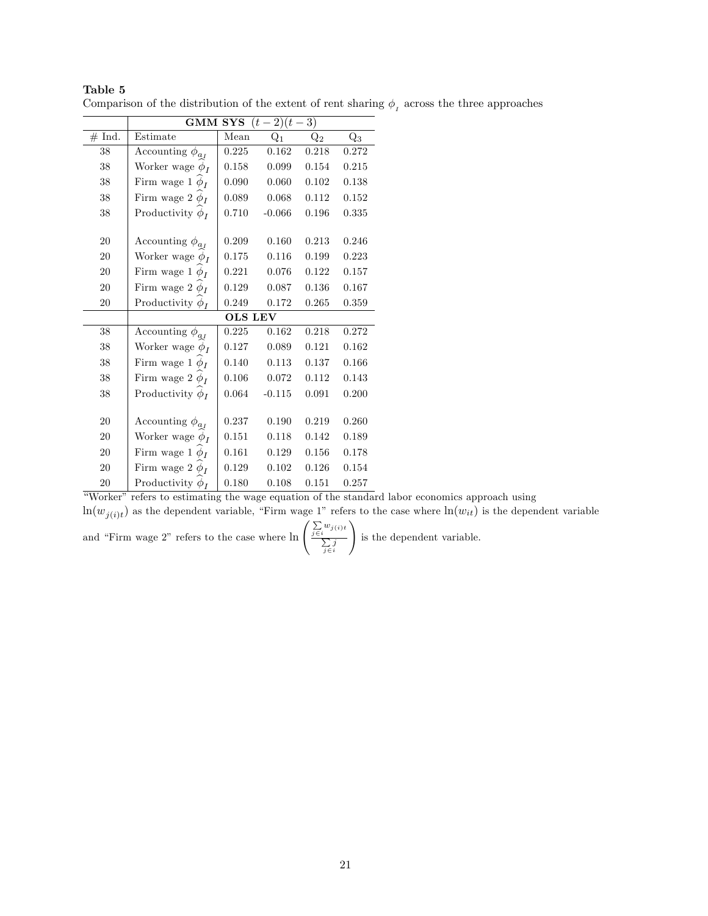**Table 5**
Comparison of the distribution of the extent of rent sharing $\phi_I$ across the three approaches

| | **GMM SYS** $(t-2)(t-3)$ | | | | |
|---|---|---|---|---|---|
| # Ind. | Estimate | Mean | $Q_1$ | $Q_2$ | $Q_3$ |
| 38 | Accounting $\phi_{a_I}$ | 0.225 | 0.162 | 0.218 | 0.272 |
| 38 | Worker wage $\widehat{\phi}_I$ | 0.158 | 0.099 | 0.154 | 0.215 |
| 38 | Firm wage 1 $\widehat{\phi}_I$ | 0.090 | 0.060 | 0.102 | 0.138 |
| 38 | Firm wage 2 $\widehat{\phi}_I$ | 0.089 | 0.068 | 0.112 | 0.152 |
| 38 | Productivity $\widehat{\phi}_I$ | 0.710 | -0.066 | 0.196 | 0.335 |
| | | | | | |
| 20 | Accounting $\phi_{a_I}$ | 0.209 | 0.160 | 0.213 | 0.246 |
| 20 | Worker wage $\widehat{\phi}_I$ | 0.175 | 0.116 | 0.199 | 0.223 |
| 20 | Firm wage 1 $\widehat{\phi}_I$ | 0.221 | 0.076 | 0.122 | 0.157 |
| 20 | Firm wage 2 $\widehat{\phi}_I$ | 0.129 | 0.087 | 0.136 | 0.167 |
| 20 | Productivity $\widehat{\phi}_I$ | 0.249 | 0.172 | 0.265 | 0.359 |
| | **OLS LEV** | | | | |
| 38 | Accounting $\phi_{a_I}$ | 0.225 | 0.162 | 0.218 | 0.272 |
| 38 | Worker wage $\widehat{\phi}_I$ | 0.127 | 0.089 | 0.121 | 0.162 |
| 38 | Firm wage 1 $\widehat{\phi}_I$ | 0.140 | 0.113 | 0.137 | 0.166 |
| 38 | Firm wage 2 $\widehat{\phi}_I$ | 0.106 | 0.072 | 0.112 | 0.143 |
| 38 | Productivity $\widehat{\phi}_I$ | 0.064 | -0.115 | 0.091 | 0.200 |
| | | | | | |
| 20 | Accounting $\phi_{a_I}$ | 0.237 | 0.190 | 0.219 | 0.260 |
| 20 | Worker wage $\widehat{\phi}_I$ | 0.151 | 0.118 | 0.142 | 0.189 |
| 20 | Firm wage 1 $\widehat{\phi}_I$ | 0.161 | 0.129 | 0.156 | 0.178 |
| 20 | Firm wage 2 $\widehat{\phi}_I$ | 0.129 | 0.102 | 0.126 | 0.154 |
| 20 | Productivity $\widehat{\phi}_I$ | 0.180 | 0.108 | 0.151 | 0.257 |

"Worker" refers to estimating the wage equation of the standard labor economics approach using $\ln(w_{j(i)t})$ as the dependent variable, "Firm wage 1" refers to the case where $\ln(w_{it})$ is the dependent variable and "Firm wage 2" refers to the case where $\ln\left(\frac{\sum_{j \in i} w_{j(i)t}}{\sum_{j \in i} j}\right)$ is the dependent variable.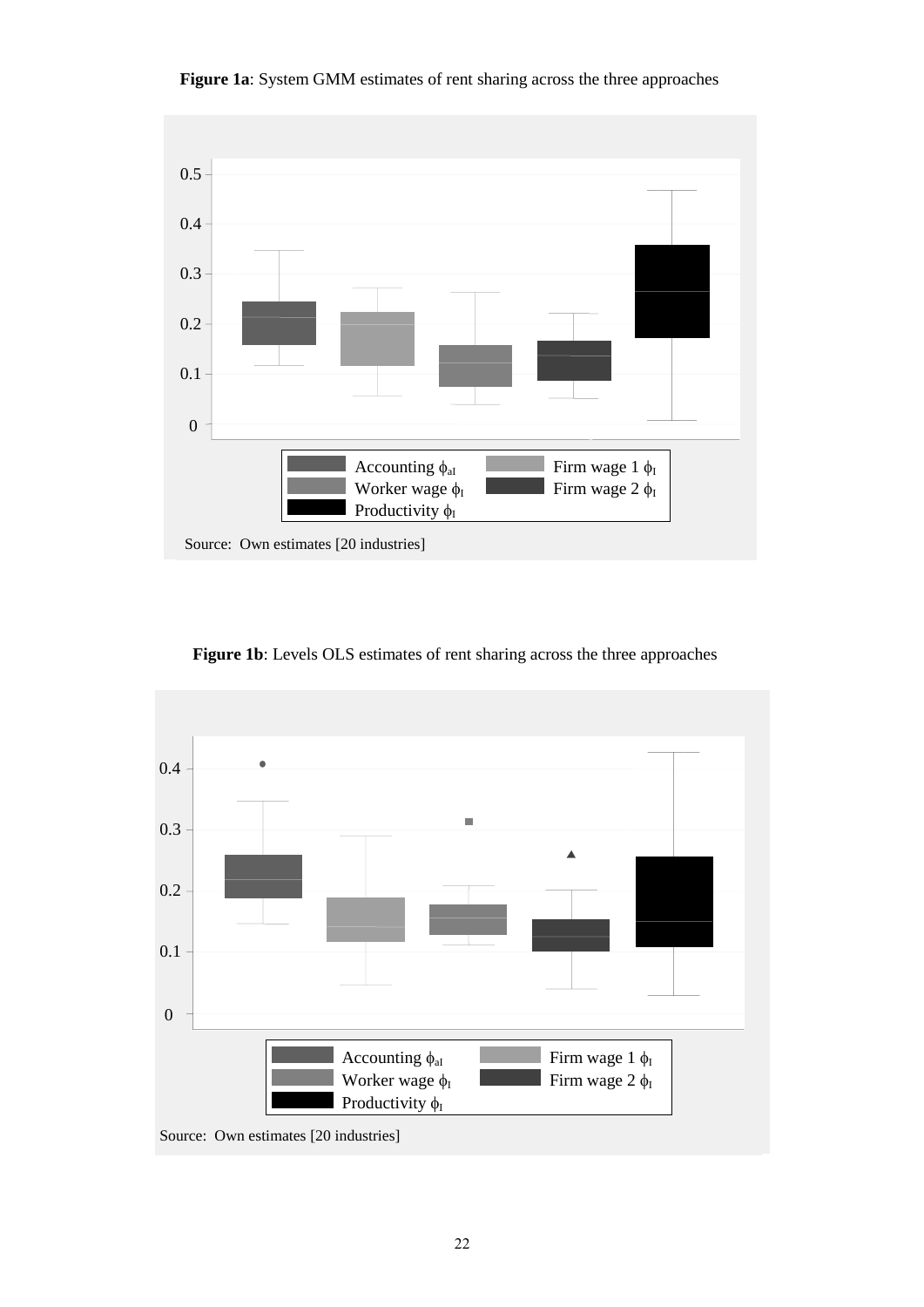**Figure 1a**: System GMM estimates of rent sharing across the three approaches

Accounting $\phi_{aI}$ | Firm wage 1 $\phi_I$ | Worker wage $\phi_I$ | Firm wage 2 $\phi_I$ | Productivity $\phi_I$

Source: Own estimates [20 industries]

**Figure 1b**: Levels OLS estimates of rent sharing across the three approaches

Accounting $\phi_{aI}$ | Firm wage 1 $\phi_I$ | Worker wage $\phi_I$ | Firm wage 2 $\phi_I$ | Productivity $\phi_I$

Source: Own estimates [20 industries]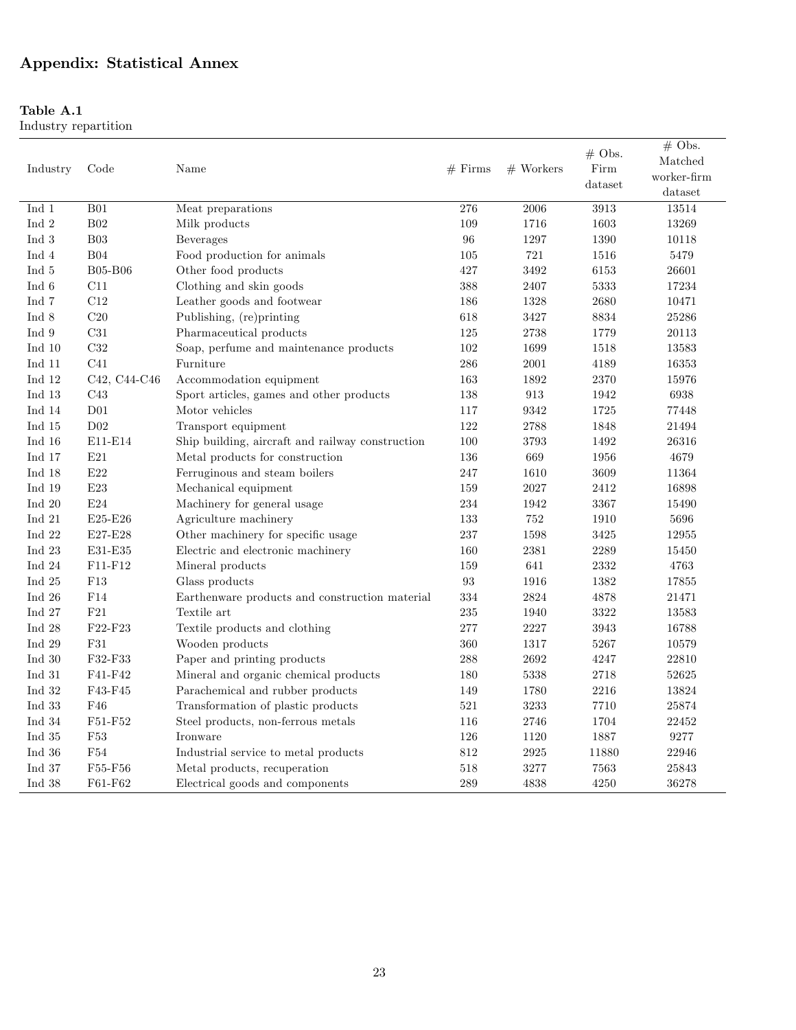## Appendix: Statistical Annex

**Table A.1**
Industry repartition

| Industry | Code | Name | # Firms | # Workers | # Obs. Firm dataset | # Obs. Matched worker-firm dataset |
|---|---|---|---|---|---|---|
| Ind 1 | B01 | Meat preparations | 276 | 2006 | 3913 | 13514 |
| Ind 2 | B02 | Milk products | 109 | 1716 | 1603 | 13269 |
| Ind 3 | B03 | Beverages | 96 | 1297 | 1390 | 10118 |
| Ind 4 | B04 | Food production for animals | 105 | 721 | 1516 | 5479 |
| Ind 5 | B05-B06 | Other food products | 427 | 3492 | 6153 | 26601 |
| Ind 6 | C11 | Clothing and skin goods | 388 | 2407 | 5333 | 17234 |
| Ind 7 | C12 | Leather goods and footwear | 186 | 1328 | 2680 | 10471 |
| Ind 8 | C20 | Publishing, (re)printing | 618 | 3427 | 8834 | 25286 |
| Ind 9 | C31 | Pharmaceutical products | 125 | 2738 | 1779 | 20113 |
| Ind 10 | C32 | Soap, perfume and maintenance products | 102 | 1699 | 1518 | 13583 |
| Ind 11 | C41 | Furniture | 286 | 2001 | 4189 | 16353 |
| Ind 12 | C42, C44-C46 | Accommodation equipment | 163 | 1892 | 2370 | 15976 |
| Ind 13 | C43 | Sport articles, games and other products | 138 | 913 | 1942 | 6938 |
| Ind 14 | D01 | Motor vehicles | 117 | 9342 | 1725 | 77448 |
| Ind 15 | D02 | Transport equipment | 122 | 2788 | 1848 | 21494 |
| Ind 16 | E11-E14 | Ship building, aircraft and railway construction | 100 | 3793 | 1492 | 26316 |
| Ind 17 | E21 | Metal products for construction | 136 | 669 | 1956 | 4679 |
| Ind 18 | E22 | Ferruginous and steam boilers | 247 | 1610 | 3609 | 11364 |
| Ind 19 | E23 | Mechanical equipment | 159 | 2027 | 2412 | 16898 |
| Ind 20 | E24 | Machinery for general usage | 234 | 1942 | 3367 | 15490 |
| Ind 21 | E25-E26 | Agriculture machinery | 133 | 752 | 1910 | 5696 |
| Ind 22 | E27-E28 | Other machinery for specific usage | 237 | 1598 | 3425 | 12955 |
| Ind 23 | E31-E35 | Electric and electronic machinery | 160 | 2381 | 2289 | 15450 |
| Ind 24 | F11-F12 | Mineral products | 159 | 641 | 2332 | 4763 |
| Ind 25 | F13 | Glass products | 93 | 1916 | 1382 | 17855 |
| Ind 26 | F14 | Earthenware products and construction material | 334 | 2824 | 4878 | 21471 |
| Ind 27 | F21 | Textile art | 235 | 1940 | 3322 | 13583 |
| Ind 28 | F22-F23 | Textile products and clothing | 277 | 2227 | 3943 | 16788 |
| Ind 29 | F31 | Wooden products | 360 | 1317 | 5267 | 10579 |
| Ind 30 | F32-F33 | Paper and printing products | 288 | 2692 | 4247 | 22810 |
| Ind 31 | F41-F42 | Mineral and organic chemical products | 180 | 5338 | 2718 | 52625 |
| Ind 32 | F43-F45 | Parachemical and rubber products | 149 | 1780 | 2216 | 13824 |
| Ind 33 | F46 | Transformation of plastic products | 521 | 3233 | 7710 | 25874 |
| Ind 34 | F51-F52 | Steel products, non-ferrous metals | 116 | 2746 | 1704 | 22452 |
| Ind 35 | F53 | Ironware | 126 | 1120 | 1887 | 9277 |
| Ind 36 | F54 | Industrial service to metal products | 812 | 2925 | 11880 | 22946 |
| Ind 37 | F55-F56 | Metal products, recuperation | 518 | 3277 | 7563 | 25843 |
| Ind 38 | F61-F62 | Electrical goods and components | 289 | 4838 | 4250 | 36278 |